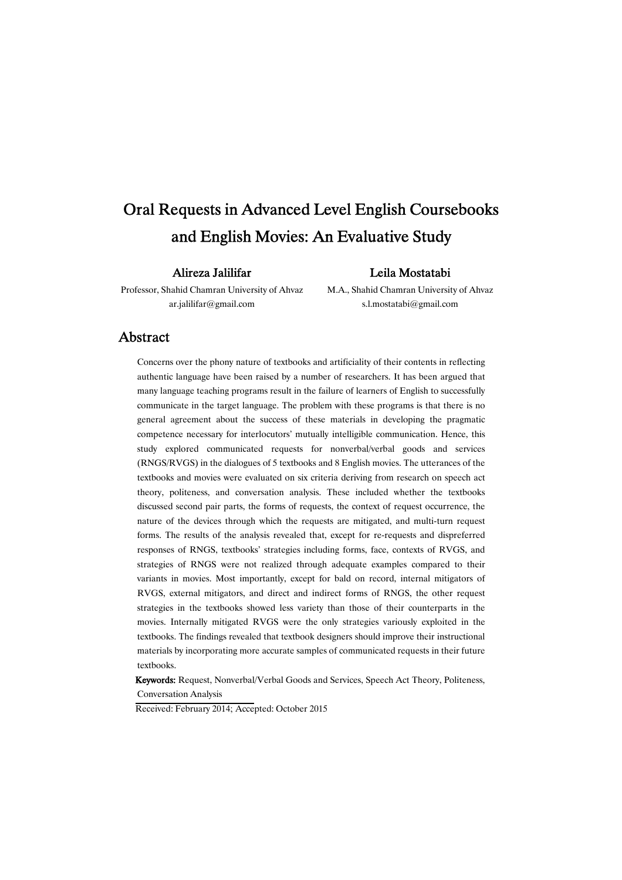# Oral Requests in Advanced Level English Coursebooks and English Movies: An Evaluative Study

**Alireza Jalilifar**
Professor, Shahid Chamran University of Ahvaz
ar.jalilifar@gmail.com

**Leila Mostatabi**
M.A., Shahid Chamran University of Ahvaz
s.l.mostatabi@gmail.com

## Abstract

Concerns over the phony nature of textbooks and artificiality of their contents in reflecting authentic language have been raised by a number of researchers. It has been argued that many language teaching programs result in the failure of learners of English to successfully communicate in the target language. The problem with these programs is that there is no general agreement about the success of these materials in developing the pragmatic competence necessary for interlocutors' mutually intelligible communication. Hence, this study explored communicated requests for nonverbal/verbal goods and services (RNGS/RVGS) in the dialogues of 5 textbooks and 8 English movies. The utterances of the textbooks and movies were evaluated on six criteria deriving from research on speech act theory, politeness, and conversation analysis. These included whether the textbooks discussed second pair parts, the forms of requests, the context of request occurrence, the nature of the devices through which the requests are mitigated, and multi-turn request forms. The results of the analysis revealed that, except for re-requests and dispreferred responses of RNGS, textbooks' strategies including forms, face, contexts of RVGS, and strategies of RNGS were not realized through adequate examples compared to their variants in movies. Most importantly, except for bald on record, internal mitigators of RVGS, external mitigators, and direct and indirect forms of RNGS, the other request strategies in the textbooks showed less variety than those of their counterparts in the movies. Internally mitigated RVGS were the only strategies variously exploited in the textbooks. The findings revealed that textbook designers should improve their instructional materials by incorporating more accurate samples of communicated requests in their future textbooks.

**Keywords:** Request, Nonverbal/Verbal Goods and Services, Speech Act Theory, Politeness, Conversation Analysis

Received: February 2014; Accepted: October 2015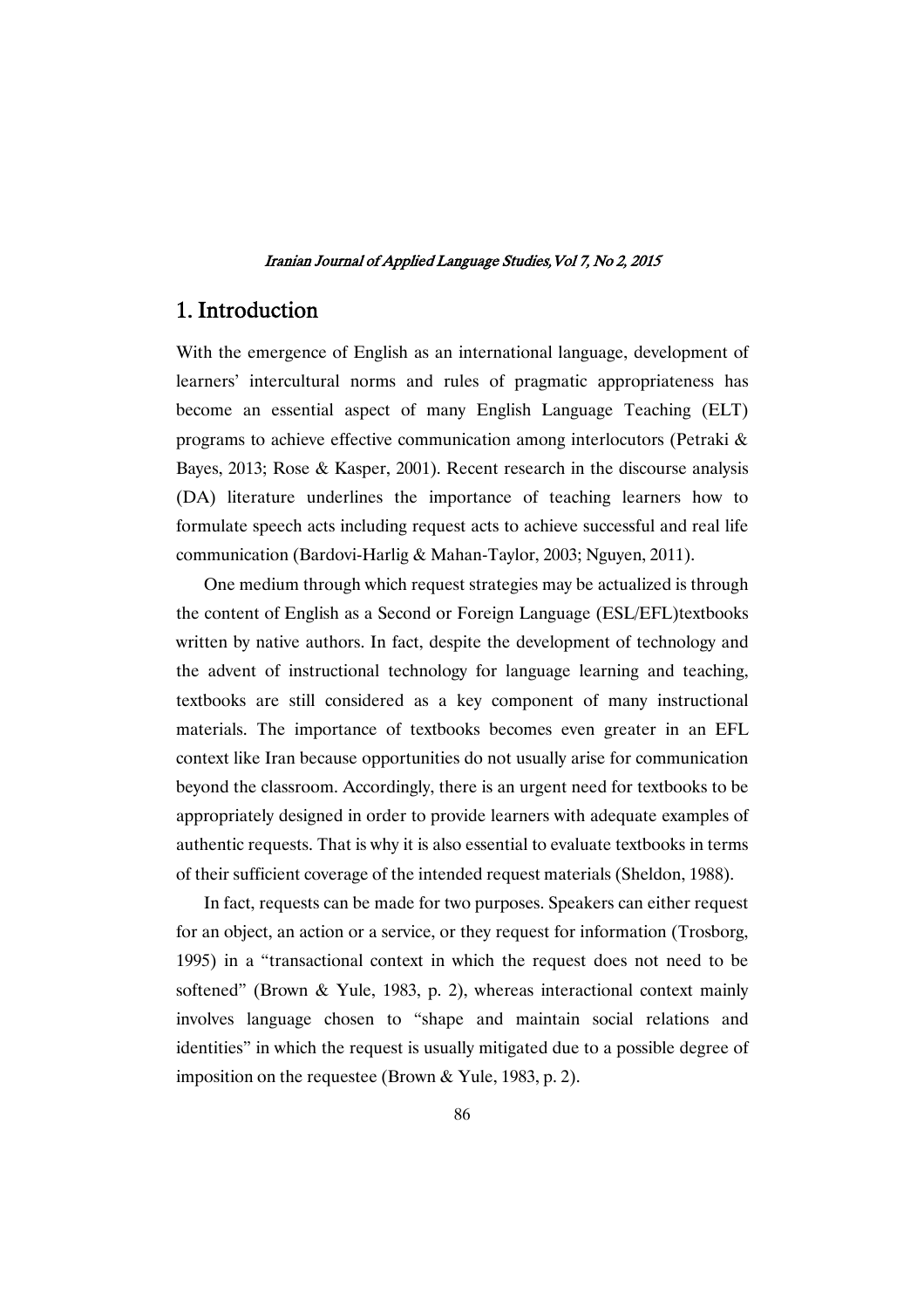## 1. Introduction

With the emergence of English as an international language, development of learners' intercultural norms and rules of pragmatic appropriateness has become an essential aspect of many English Language Teaching (ELT) programs to achieve effective communication among interlocutors (Petraki & Bayes, 2013; Rose & Kasper, 2001). Recent research in the discourse analysis (DA) literature underlines the importance of teaching learners how to formulate speech acts including request acts to achieve successful and real life communication (Bardovi-Harlig & Mahan-Taylor, 2003; Nguyen, 2011).

One medium through which request strategies may be actualized is through the content of English as a Second or Foreign Language (ESL/EFL)textbooks written by native authors. In fact, despite the development of technology and the advent of instructional technology for language learning and teaching, textbooks are still considered as a key component of many instructional materials. The importance of textbooks becomes even greater in an EFL context like Iran because opportunities do not usually arise for communication beyond the classroom. Accordingly, there is an urgent need for textbooks to be appropriately designed in order to provide learners with adequate examples of authentic requests. That is why it is also essential to evaluate textbooks in terms of their sufficient coverage of the intended request materials (Sheldon, 1988).

In fact, requests can be made for two purposes. Speakers can either request for an object, an action or a service, or they request for information (Trosborg, 1995) in a "transactional context in which the request does not need to be softened" (Brown & Yule, 1983, p. 2), whereas interactional context mainly involves language chosen to "shape and maintain social relations and identities" in which the request is usually mitigated due to a possible degree of imposition on the requestee (Brown & Yule, 1983, p. 2).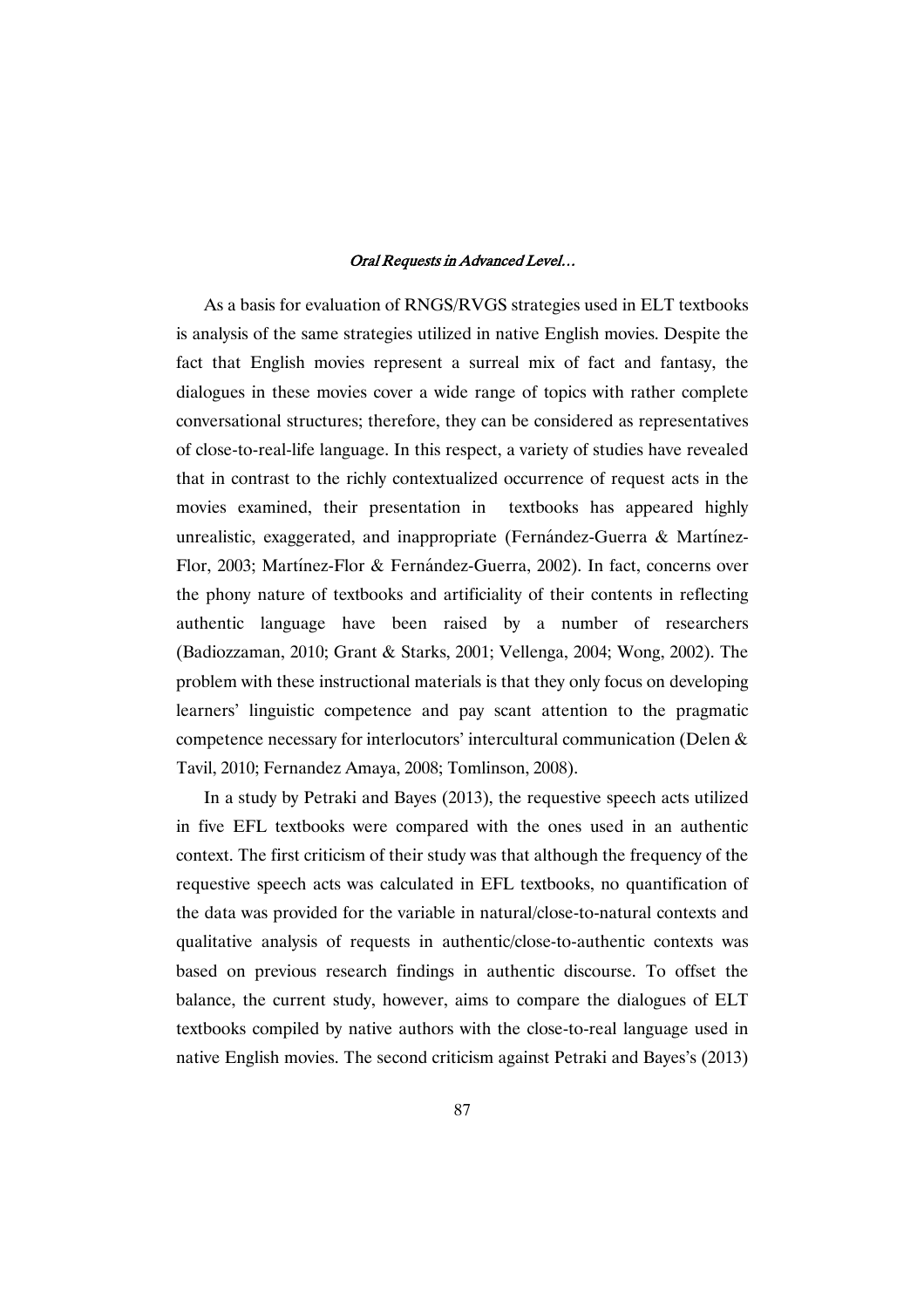As a basis for evaluation of RNGS/RVGS strategies used in ELT textbooks is analysis of the same strategies utilized in native English movies. Despite the fact that English movies represent a surreal mix of fact and fantasy, the dialogues in these movies cover a wide range of topics with rather complete conversational structures; therefore, they can be considered as representatives of close-to-real-life language. In this respect, a variety of studies have revealed that in contrast to the richly contextualized occurrence of request acts in the movies examined, their presentation in textbooks has appeared highly unrealistic, exaggerated, and inappropriate (Fernández-Guerra & Martínez-Flor, 2003; Martínez-Flor & Fernández-Guerra, 2002). In fact, concerns over the phony nature of textbooks and artificiality of their contents in reflecting authentic language have been raised by a number of researchers (Badiozzaman, 2010; Grant & Starks, 2001; Vellenga, 2004; Wong, 2002). The problem with these instructional materials is that they only focus on developing learners' linguistic competence and pay scant attention to the pragmatic competence necessary for interlocutors' intercultural communication (Delen & Tavil, 2010; Fernandez Amaya, 2008; Tomlinson, 2008).

In a study by Petraki and Bayes (2013), the requestive speech acts utilized in five EFL textbooks were compared with the ones used in an authentic context. The first criticism of their study was that although the frequency of the requestive speech acts was calculated in EFL textbooks, no quantification of the data was provided for the variable in natural/close-to-natural contexts and qualitative analysis of requests in authentic/close-to-authentic contexts was based on previous research findings in authentic discourse. To offset the balance, the current study, however, aims to compare the dialogues of ELT textbooks compiled by native authors with the close-to-real language used in native English movies. The second criticism against Petraki and Bayes's (2013)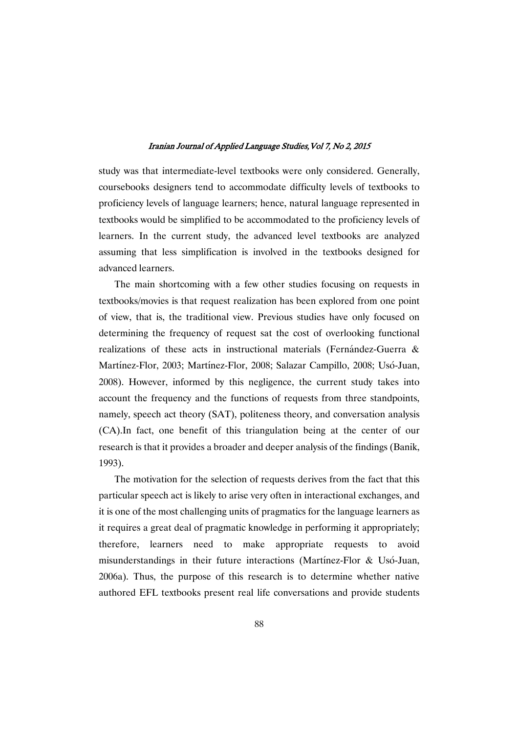study was that intermediate-level textbooks were only considered. Generally, coursebooks designers tend to accommodate difficulty levels of textbooks to proficiency levels of language learners; hence, natural language represented in textbooks would be simplified to be accommodated to the proficiency levels of learners. In the current study, the advanced level textbooks are analyzed assuming that less simplification is involved in the textbooks designed for advanced learners.

The main shortcoming with a few other studies focusing on requests in textbooks/movies is that request realization has been explored from one point of view, that is, the traditional view. Previous studies have only focused on determining the frequency of request sat the cost of overlooking functional realizations of these acts in instructional materials (Fernández-Guerra & Martínez-Flor, 2003; Martínez-Flor, 2008; Salazar Campillo, 2008; Usó-Juan, 2008). However, informed by this negligence, the current study takes into account the frequency and the functions of requests from three standpoints, namely, speech act theory (SAT), politeness theory, and conversation analysis (CA).In fact, one benefit of this triangulation being at the center of our research is that it provides a broader and deeper analysis of the findings (Banik, 1993).

The motivation for the selection of requests derives from the fact that this particular speech act is likely to arise very often in interactional exchanges, and it is one of the most challenging units of pragmatics for the language learners as it requires a great deal of pragmatic knowledge in performing it appropriately; therefore, learners need to make appropriate requests to avoid misunderstandings in their future interactions (Martínez-Flor & Usó-Juan, 2006a). Thus, the purpose of this research is to determine whether native authored EFL textbooks present real life conversations and provide students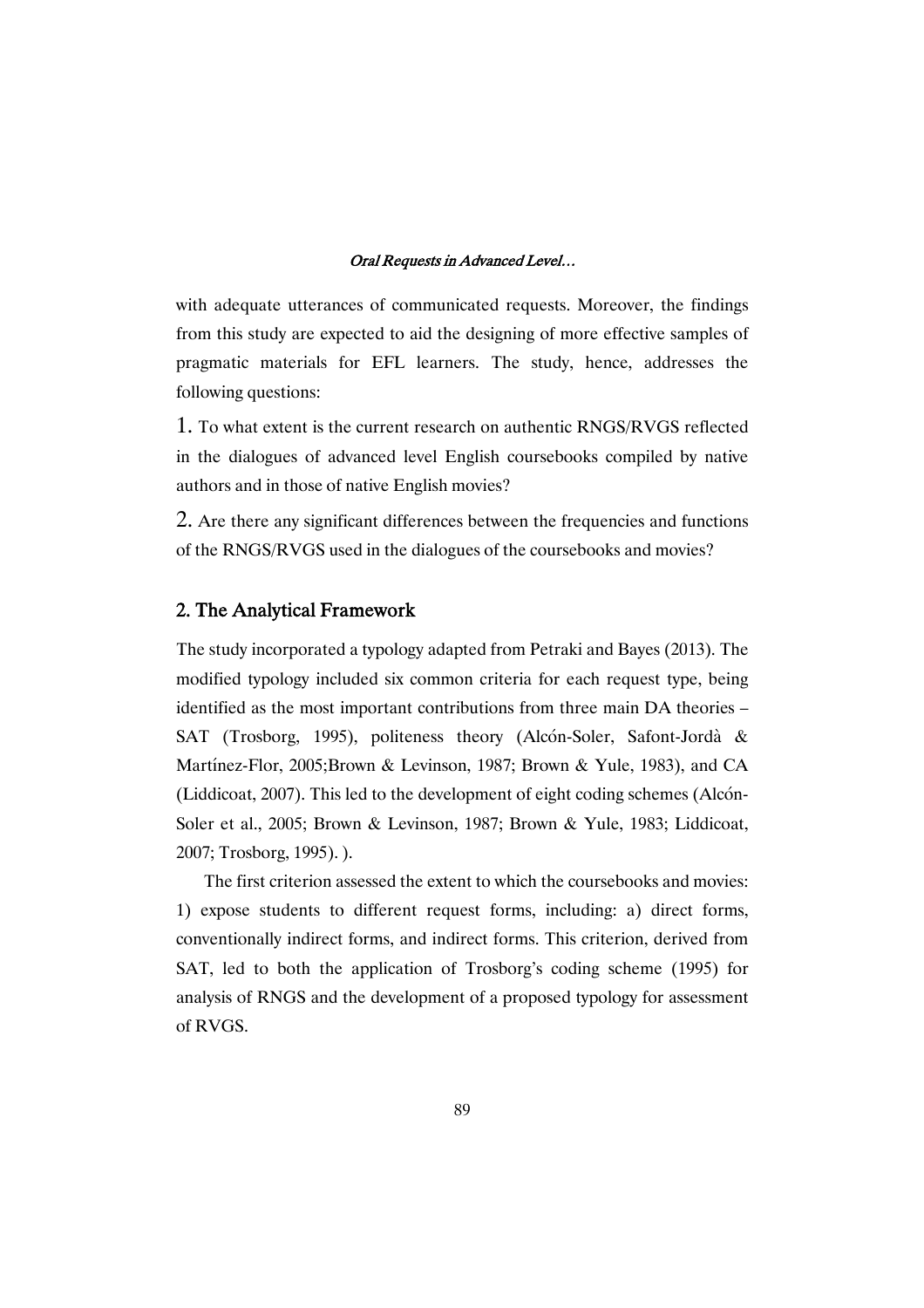with adequate utterances of communicated requests. Moreover, the findings from this study are expected to aid the designing of more effective samples of pragmatic materials for EFL learners. The study, hence, addresses the following questions:

1. To what extent is the current research on authentic RNGS/RVGS reflected in the dialogues of advanced level English coursebooks compiled by native authors and in those of native English movies?

2. Are there any significant differences between the frequencies and functions of the RNGS/RVGS used in the dialogues of the coursebooks and movies?

## 2. The Analytical Framework

The study incorporated a typology adapted from Petraki and Bayes (2013). The modified typology included six common criteria for each request type, being identified as the most important contributions from three main DA theories – SAT (Trosborg, 1995), politeness theory (Alcón-Soler, Safont-Jordà & Martínez-Flor, 2005;Brown & Levinson, 1987; Brown & Yule, 1983), and CA (Liddicoat, 2007). This led to the development of eight coding schemes (Alcón-Soler et al., 2005; Brown & Levinson, 1987; Brown & Yule, 1983; Liddicoat, 2007; Trosborg, 1995). ).

The first criterion assessed the extent to which the coursebooks and movies: 1) expose students to different request forms, including: a) direct forms, conventionally indirect forms, and indirect forms. This criterion, derived from SAT, led to both the application of Trosborg's coding scheme (1995) for analysis of RNGS and the development of a proposed typology for assessment of RVGS.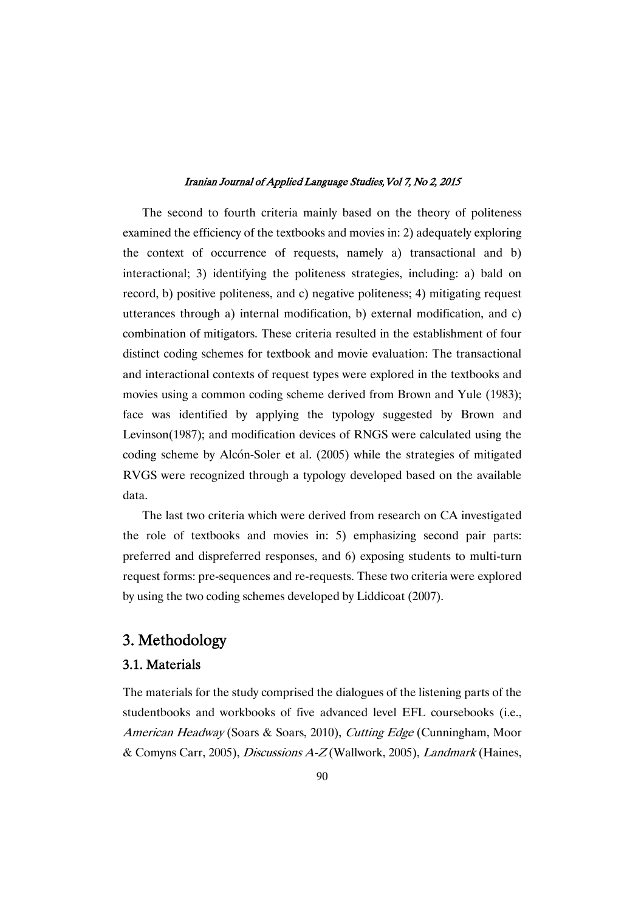The second to fourth criteria mainly based on the theory of politeness examined the efficiency of the textbooks and movies in: 2) adequately exploring the context of occurrence of requests, namely a) transactional and b) interactional; 3) identifying the politeness strategies, including: a) bald on record, b) positive politeness, and c) negative politeness; 4) mitigating request utterances through a) internal modification, b) external modification, and c) combination of mitigators. These criteria resulted in the establishment of four distinct coding schemes for textbook and movie evaluation: The transactional and interactional contexts of request types were explored in the textbooks and movies using a common coding scheme derived from Brown and Yule (1983); face was identified by applying the typology suggested by Brown and Levinson(1987); and modification devices of RNGS were calculated using the coding scheme by Alcón-Soler et al. (2005) while the strategies of mitigated RVGS were recognized through a typology developed based on the available data.

The last two criteria which were derived from research on CA investigated the role of textbooks and movies in: 5) emphasizing second pair parts: preferred and dispreferred responses, and 6) exposing students to multi-turn request forms: pre-sequences and re-requests. These two criteria were explored by using the two coding schemes developed by Liddicoat (2007).

## 3. Methodology

### 3.1. Materials

The materials for the study comprised the dialogues of the listening parts of the studentbooks and workbooks of five advanced level EFL coursebooks (i.e., *American Headway* (Soars & Soars, 2010), *Cutting Edge* (Cunningham, Moor & Comyns Carr, 2005), *Discussions A-Z* (Wallwork, 2005), *Landmark* (Haines,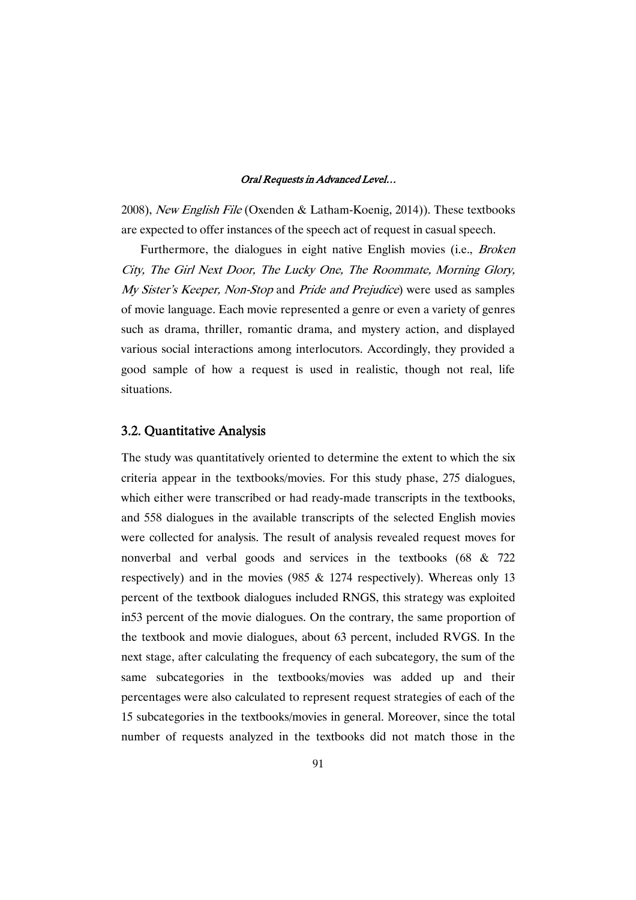2008), *New English File* (Oxenden & Latham-Koenig, 2014)). These textbooks are expected to offer instances of the speech act of request in casual speech.

Furthermore, the dialogues in eight native English movies (i.e., *Broken City, The Girl Next Door, The Lucky One, The Roommate, Morning Glory, My Sister's Keeper, Non-Stop* and *Pride and Prejudice*) were used as samples of movie language. Each movie represented a genre or even a variety of genres such as drama, thriller, romantic drama, and mystery action, and displayed various social interactions among interlocutors. Accordingly, they provided a good sample of how a request is used in realistic, though not real, life situations.

### 3.2. Quantitative Analysis

The study was quantitatively oriented to determine the extent to which the six criteria appear in the textbooks/movies. For this study phase, 275 dialogues, which either were transcribed or had ready-made transcripts in the textbooks, and 558 dialogues in the available transcripts of the selected English movies were collected for analysis. The result of analysis revealed request moves for nonverbal and verbal goods and services in the textbooks (68 & 722 respectively) and in the movies (985 & 1274 respectively). Whereas only 13 percent of the textbook dialogues included RNGS, this strategy was exploited in53 percent of the movie dialogues. On the contrary, the same proportion of the textbook and movie dialogues, about 63 percent, included RVGS. In the next stage, after calculating the frequency of each subcategory, the sum of the same subcategories in the textbooks/movies was added up and their percentages were also calculated to represent request strategies of each of the 15 subcategories in the textbooks/movies in general. Moreover, since the total number of requests analyzed in the textbooks did not match those in the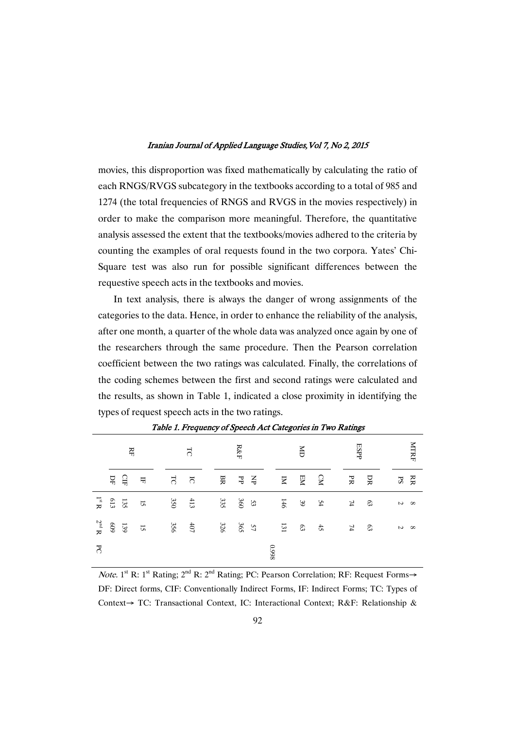movies, this disproportion was fixed mathematically by calculating the ratio of each RNGS/RVGS subcategory in the textbooks according to a total of 985 and 1274 (the total frequencies of RNGS and RVGS in the movies respectively) in order to make the comparison more meaningful. Therefore, the quantitative analysis assessed the extent that the textbooks/movies adhered to the criteria by counting the examples of oral requests found in the two corpora. Yates' Chi-Square test was also run for possible significant differences between the requestive speech acts in the textbooks and movies.

In text analysis, there is always the danger of wrong assignments of the categories to the data. Hence, in order to enhance the reliability of the analysis, after one month, a quarter of the whole data was analyzed once again by one of the researchers through the same procedure. Then the Pearson correlation coefficient between the two ratings was calculated. Finally, the correlations of the coding schemes between the first and second ratings were calculated and the results, as shown in Table 1, indicated a close proximity in identifying the types of request speech acts in the two ratings.

*Table 1. Frequency of Speech Act Categories in Two Ratings*

| | RF | | | TC | | R&F | | | MD | | | ESPP | | MTRF | |
|---|---|---|---|---|---|---|---|---|---|---|---|---|---|---|---|
| | DF | CIF | IF | TC | IC | BR | PP | NP | IM | EM | CM | PR | DR | RR | PS |
| 1st R | 613 | 135 | 15 | 350 | 413 | 335 | 360 | 53 | 146 | 39 | 54 | 74 | 63 | 8 | 2 |
| 2nd R | 609 | 139 | 15 | 356 | 407 | 326 | 365 | 57 | 131 | 63 | 45 | 74 | 63 | 8 | 2 |
| PC | 0.998 | | | | | | | | | | | | | | |

*Note.* 1st R: 1st Rating; 2nd R: 2nd Rating; PC: Pearson Correlation; RF: Request Forms→ DF: Direct forms, CIF: Conventionally Indirect Forms, IF: Indirect Forms; TC: Types of Context→ TC: Transactional Context, IC: Interactional Context; R&F: Relationship &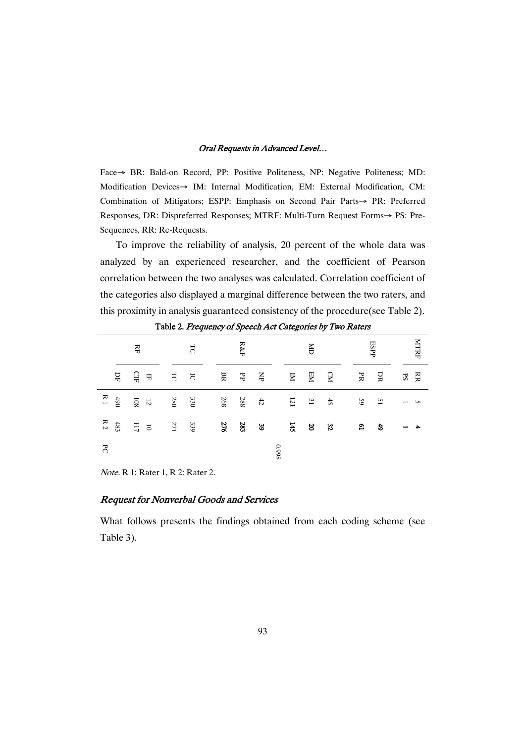Face→ BR: Bald-on Record, PP: Positive Politeness, NP: Negative Politeness; MD: Modification Devices→ IM: Internal Modification, EM: External Modification, CM: Combination of Mitigators; ESPP: Emphasis on Second Pair Parts→ PR: Preferred Responses, DR: Dispreferred Responses; MTRF: Multi-Turn Request Forms→ PS: Pre-Sequences, RR: Re-Requests.

To improve the reliability of analysis, 20 percent of the whole data was analyzed by an experienced researcher, and the coefficient of Pearson correlation between the two analyses was calculated. Correlation coefficient of the categories also displayed a marginal difference between the two raters, and this proximity in analysis guaranteed consistency of the procedure(see Table 2).

Table 2. *Frequency of Speech Act Categories by Two Raters*

| | RF | | | TC | | R&F | | | MD | | | ESPP | | MTRF | |
|---|---|---|---|---|---|---|---|---|---|---|---|---|---|---|---|
| | DF | CIF | IF | TC | IC | BR | PP | NP | IM | EM | CM | PR | DR | PS | RR |
| R 1 | 490 | 108 | 12 | 280 | 330 | 268 | 288 | 42 | 121 | 31 | 45 | 59 | 51 | 1 | 5 |
| R 2 | 483 | 117 | 10 | 271 | 339 | 276 | 283 | 39 | 145 | 20 | 32 | 61 | 49 | 1 | 4 |
| PC | 0.998 | | | | | | | | | | | | | | |

*Note*. R 1: Rater 1, R 2: Rater 2.

### *Request for Nonverbal Goods and Services*

What follows presents the findings obtained from each coding scheme (see Table 3).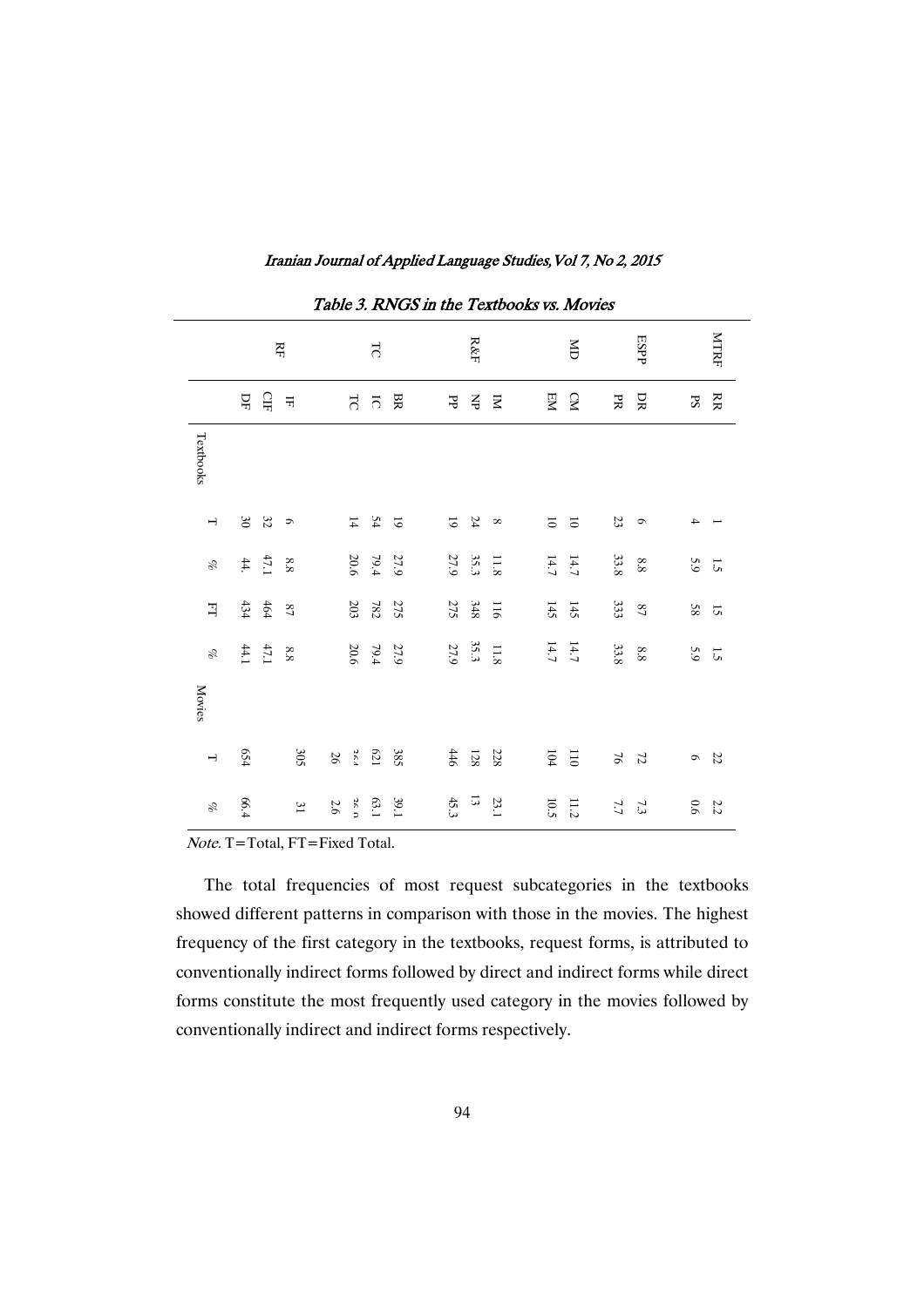*Table 3. RNGS in the Textbooks vs. Movies*

| | | Textbooks T | % | FT | % | Movies T | % |
|---|---|---|---|---|---|---|---|
| RF | DF | 30 | 44. | 434 | 44.1 | 654 | 66.4 |
| | CIF | 32 | 47.1 | 464 | 47.1 | 305 | 31 |
| | IF | 6 | 8.8 | 87 | 8.8 | 26 | 2.6 |
| TC | TC | 14 | 20.6 | 203 | 20.6 | 363 | 36.9 |
| | IC | 54 | 79.4 | 782 | 79.4 | 621 | 63.1 |
| | BR | 19 | 27.9 | 275 | 27.9 | 385 | 39.1 |
| R&F | PP | 19 | 27.9 | 275 | 27.9 | 446 | 45.3 |
| | NP | 24 | 35.3 | 348 | 35.3 | 128 | 13 |
| | IM | 8 | 11.8 | 116 | 11.8 | 228 | 23.1 |
| MD | EM | 10 | 14.7 | 145 | 14.7 | 104 | 10.5 |
| | CM | 10 | 14.7 | 145 | 14.7 | 110 | 11.2 |
| ESPP | PR | 23 | 33.8 | 333 | 33.8 | 76 | 7.7 |
| | DR | 6 | 8.8 | 87 | 8.8 | 72 | 7.3 |
| MTRF | PS | 4 | 5.9 | 58 | 5.9 | 6 | 0.6 |
| | RR | 1 | 1.5 | 15 | 1.5 | 22 | 2.2 |

*Note.* T=Total, FT=Fixed Total.

The total frequencies of most request subcategories in the textbooks showed different patterns in comparison with those in the movies. The highest frequency of the first category in the textbooks, request forms, is attributed to conventionally indirect forms followed by direct and indirect forms while direct forms constitute the most frequently used category in the movies followed by conventionally indirect and indirect forms respectively.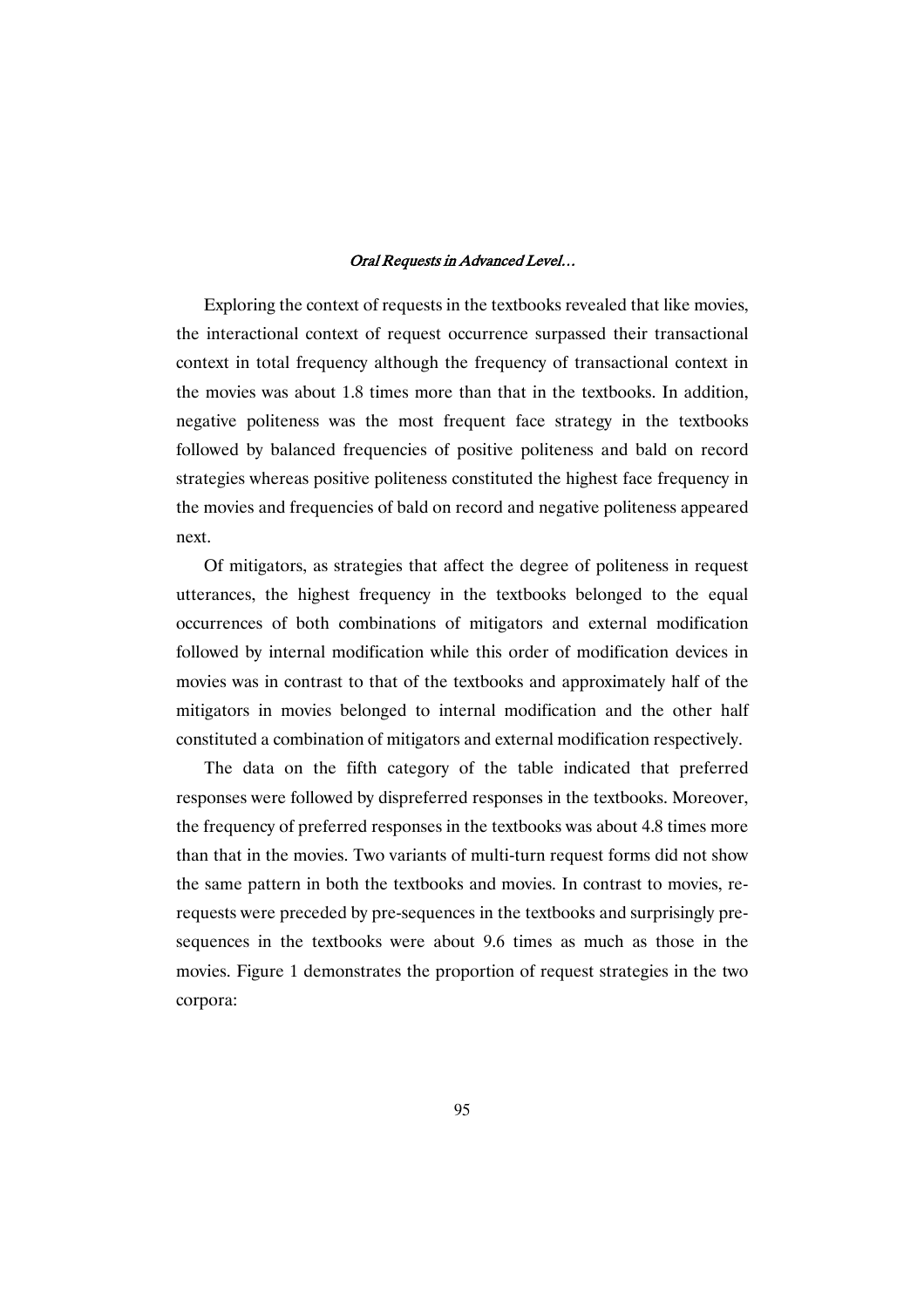Exploring the context of requests in the textbooks revealed that like movies, the interactional context of request occurrence surpassed their transactional context in total frequency although the frequency of transactional context in the movies was about 1.8 times more than that in the textbooks. In addition, negative politeness was the most frequent face strategy in the textbooks followed by balanced frequencies of positive politeness and bald on record strategies whereas positive politeness constituted the highest face frequency in the movies and frequencies of bald on record and negative politeness appeared next.

Of mitigators, as strategies that affect the degree of politeness in request utterances, the highest frequency in the textbooks belonged to the equal occurrences of both combinations of mitigators and external modification followed by internal modification while this order of modification devices in movies was in contrast to that of the textbooks and approximately half of the mitigators in movies belonged to internal modification and the other half constituted a combination of mitigators and external modification respectively.

The data on the fifth category of the table indicated that preferred responses were followed by dispreferred responses in the textbooks. Moreover, the frequency of preferred responses in the textbooks was about 4.8 times more than that in the movies. Two variants of multi-turn request forms did not show the same pattern in both the textbooks and movies. In contrast to movies, re-requests were preceded by pre-sequences in the textbooks and surprisingly pre-sequences in the textbooks were about 9.6 times as much as those in the movies. Figure 1 demonstrates the proportion of request strategies in the two corpora: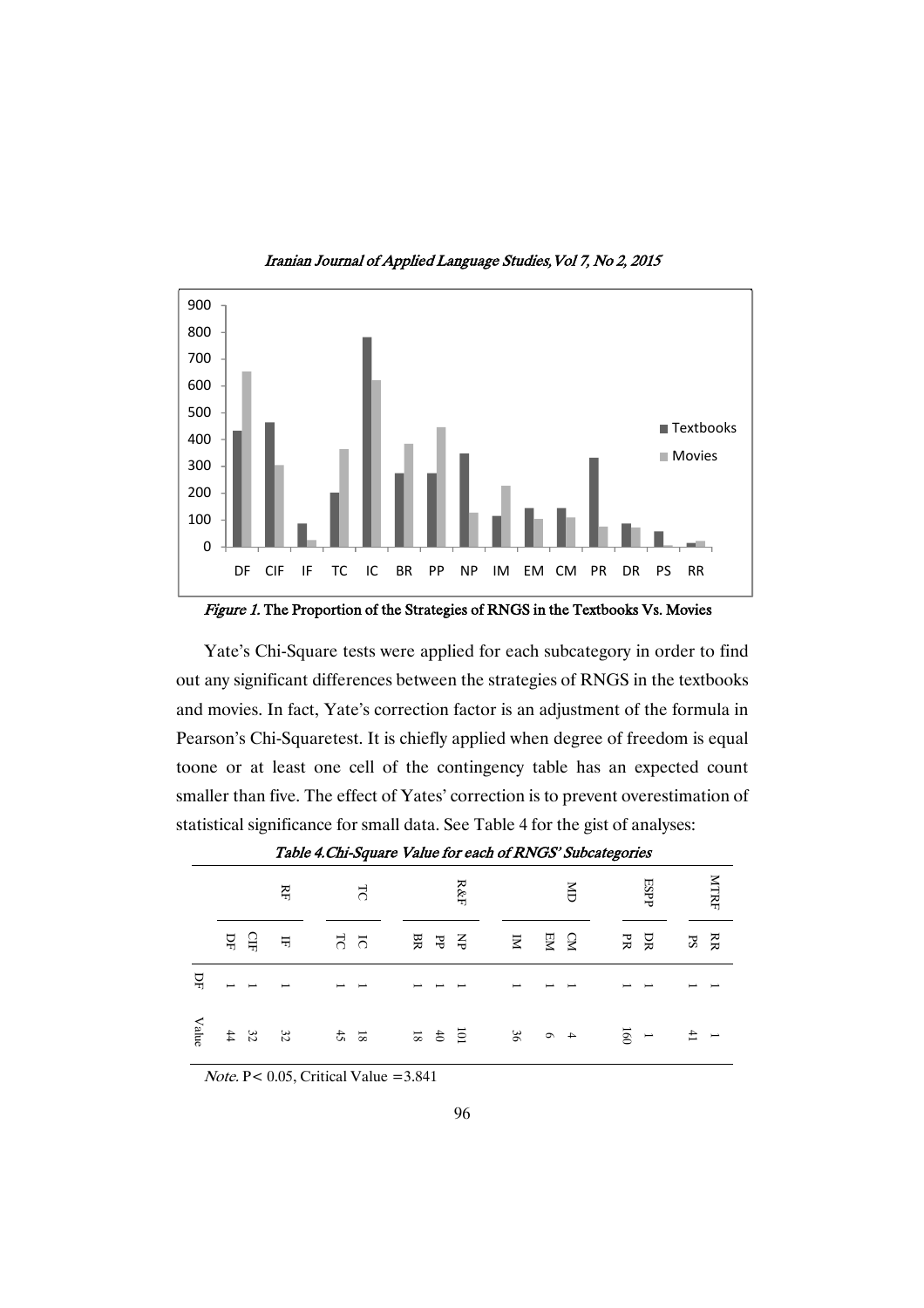*Figure 1.* The Proportion of the Strategies of RNGS in the Textbooks Vs. Movies

Yate's Chi-Square tests were applied for each subcategory in order to find out any significant differences between the strategies of RNGS in the textbooks and movies. In fact, Yate's correction factor is an adjustment of the formula in Pearson's Chi-Squaretest. It is chiefly applied when degree of freedom is equal toone or at least one cell of the contingency table has an expected count smaller than five. The effect of Yates' correction is to prevent overestimation of statistical significance for small data. See Table 4 for the gist of analyses:

*Table 4.Chi-Square Value for each of RNGS' Subcategories*

| | RF | | | TC | | R&F | | | MD | | | ESPP | | MTRF | |
|---|---|---|---|---|---|---|---|---|---|---|---|---|---|---|---|
| | DF | CIF | IF | TC | IC | BR | PP | NP | IM | EM | CM | PR | DR | PS | RR |
| DF | 1 | 1 | 1 | 1 | 1 | 1 | 1 | 1 | 1 | 1 | 1 | 1 | 1 | 1 | 1 |
| Value | 44 | 32 | 32 | 45 | 18 | 18 | 40 | 101 | 36 | 6 | 4 | 160 | 1 | 41 | 1 |

*Note.* $P < 0.05$, Critical Value =3.841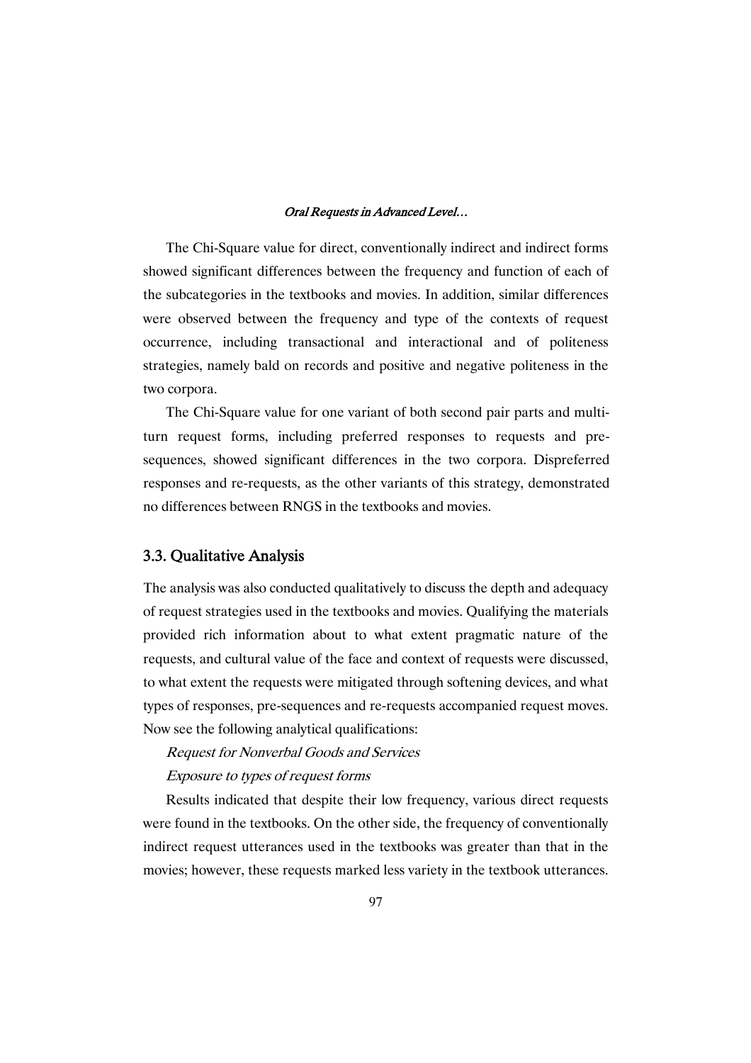The Chi-Square value for direct, conventionally indirect and indirect forms showed significant differences between the frequency and function of each of the subcategories in the textbooks and movies. In addition, similar differences were observed between the frequency and type of the contexts of request occurrence, including transactional and interactional and of politeness strategies, namely bald on records and positive and negative politeness in the two corpora.

The Chi-Square value for one variant of both second pair parts and multi-turn request forms, including preferred responses to requests and pre-sequences, showed significant differences in the two corpora. Dispreferred responses and re-requests, as the other variants of this strategy, demonstrated no differences between RNGS in the textbooks and movies.

## 3.3. Qualitative Analysis

The analysis was also conducted qualitatively to discuss the depth and adequacy of request strategies used in the textbooks and movies. Qualifying the materials provided rich information about to what extent pragmatic nature of the requests, and cultural value of the face and context of requests were discussed, to what extent the requests were mitigated through softening devices, and what types of responses, pre-sequences and re-requests accompanied request moves. Now see the following analytical qualifications:

*Request for Nonverbal Goods and Services*

*Exposure to types of request forms*

Results indicated that despite their low frequency, various direct requests were found in the textbooks. On the other side, the frequency of conventionally indirect request utterances used in the textbooks was greater than that in the movies; however, these requests marked less variety in the textbook utterances.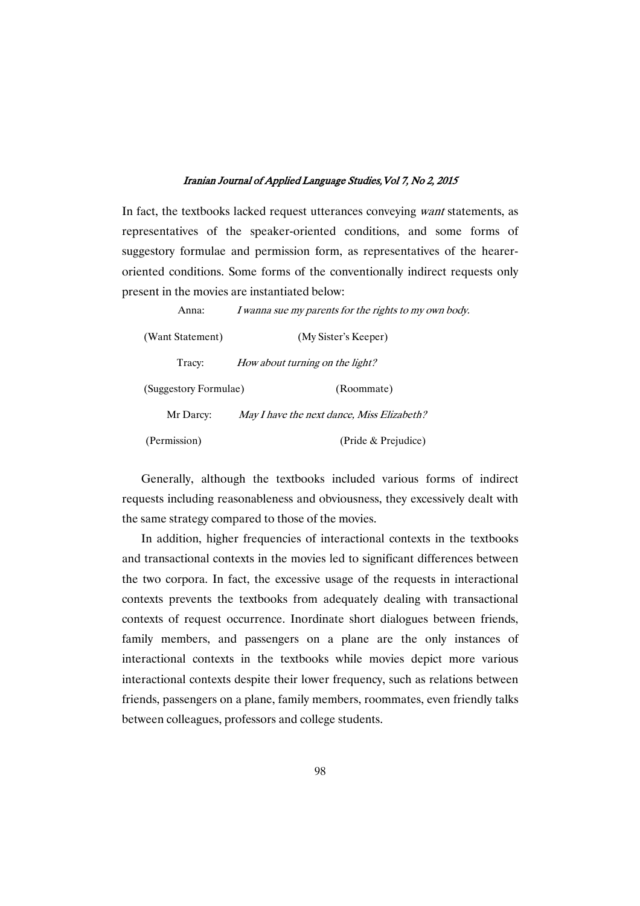In fact, the textbooks lacked request utterances conveying *want* statements, as representatives of the speaker-oriented conditions, and some forms of suggestory formulae and permission form, as representatives of the hearer-oriented conditions. Some forms of the conventionally indirect requests only present in the movies are instantiated below:

Anna: *I wanna sue my parents for the rights to my own body.*

(Want Statement) (My Sister's Keeper)

Tracy: *How about turning on the light?*

(Suggestory Formulae) (Roommate)

Mr Darcy: *May I have the next dance, Miss Elizabeth?*

(Permission) (Pride & Prejudice)

Generally, although the textbooks included various forms of indirect requests including reasonableness and obviousness, they excessively dealt with the same strategy compared to those of the movies.

In addition, higher frequencies of interactional contexts in the textbooks and transactional contexts in the movies led to significant differences between the two corpora. In fact, the excessive usage of the requests in interactional contexts prevents the textbooks from adequately dealing with transactional contexts of request occurrence. Inordinate short dialogues between friends, family members, and passengers on a plane are the only instances of interactional contexts in the textbooks while movies depict more various interactional contexts despite their lower frequency, such as relations between friends, passengers on a plane, family members, roommates, even friendly talks between colleagues, professors and college students.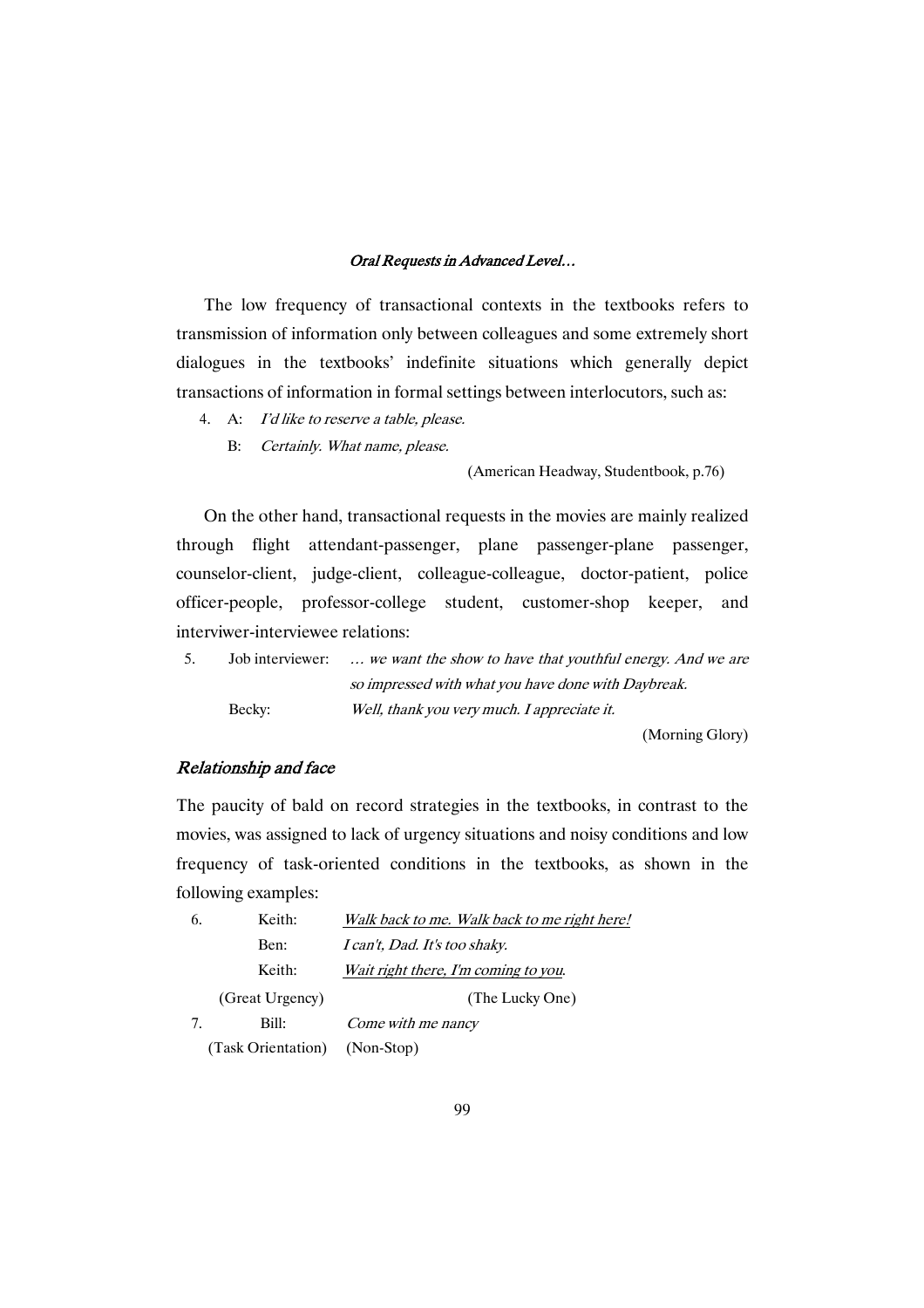The low frequency of transactional contexts in the textbooks refers to transmission of information only between colleagues and some extremely short dialogues in the textbooks' indefinite situations which generally depict transactions of information in formal settings between interlocutors, such as:

4. A: *I'd like to reserve a table, please.*

   B: *Certainly. What name, please.*

   (American Headway, Studentbook, p.76)

On the other hand, transactional requests in the movies are mainly realized through flight attendant-passenger, plane passenger-plane passenger, counselor-client, judge-client, colleague-colleague, doctor-patient, police officer-people, professor-college student, customer-shop keeper, and interviwer-interviewee relations:

5. Job interviewer: *… we want the show to have that youthful energy. And we are so impressed with what you have done with Daybreak.*

   Becky: *Well, thank you very much. I appreciate it.*

   (Morning Glory)

### *Relationship and face*

The paucity of bald on record strategies in the textbooks, in contrast to the movies, was assigned to lack of urgency situations and noisy conditions and low frequency of task-oriented conditions in the textbooks, as shown in the following examples:

6. Keith: *Walk back to me. Walk back to me right here!*

   Ben: *I can't, Dad. It's too shaky.*

   Keith: *Wait right there, I'm coming to you.*

   (Great Urgency) (The Lucky One)

7. Bill: *Come with me nancy*

   (Task Orientation) (Non-Stop)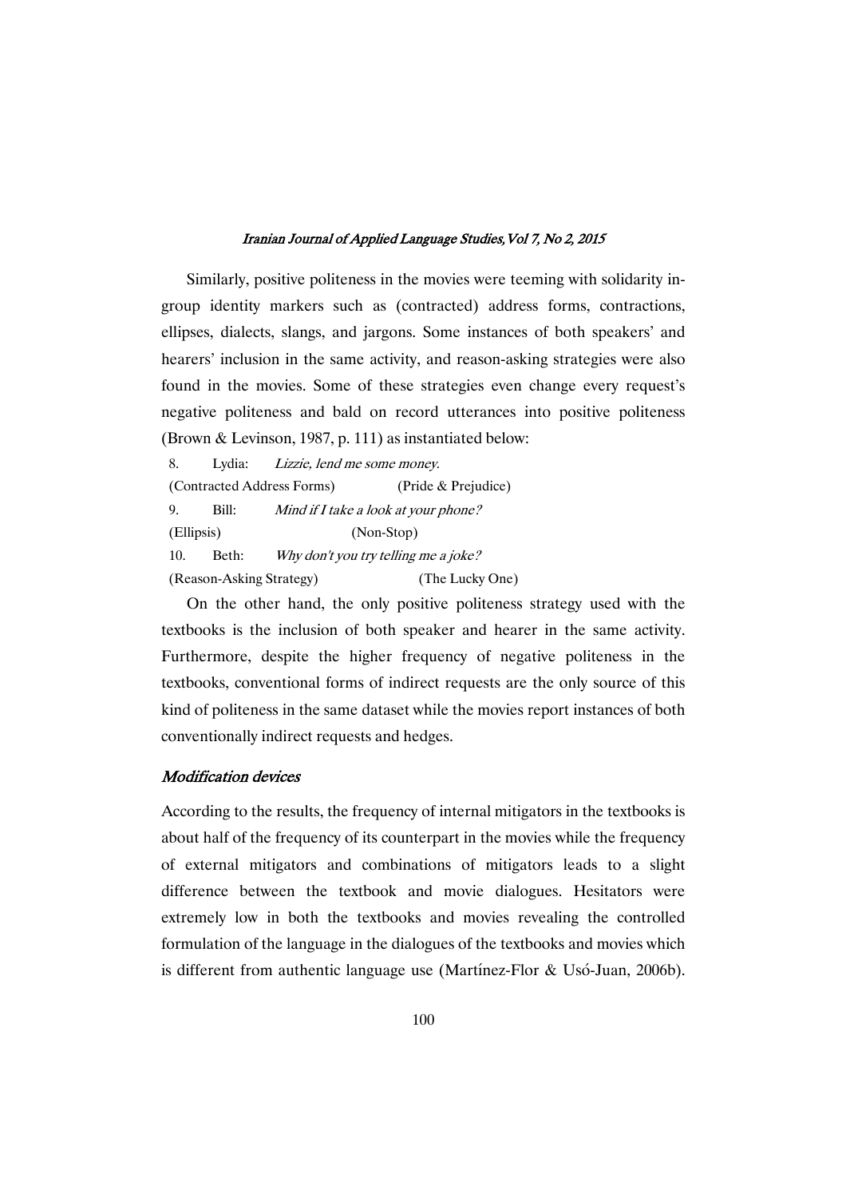Similarly, positive politeness in the movies were teeming with solidarity in-group identity markers such as (contracted) address forms, contractions, ellipses, dialects, slangs, and jargons. Some instances of both speakers' and hearers' inclusion in the same activity, and reason-asking strategies were also found in the movies. Some of these strategies even change every request's negative politeness and bald on record utterances into positive politeness (Brown & Levinson, 1987, p. 111) as instantiated below:

8. Lydia: *Lizzie, lend me some money.*
(Contracted Address Forms) (Pride & Prejudice)

9. Bill: *Mind if I take a look at your phone?*
(Ellipsis) (Non-Stop)

10. Beth: *Why don't you try telling me a joke?*
(Reason-Asking Strategy) (The Lucky One)

On the other hand, the only positive politeness strategy used with the textbooks is the inclusion of both speaker and hearer in the same activity. Furthermore, despite the higher frequency of negative politeness in the textbooks, conventional forms of indirect requests are the only source of this kind of politeness in the same dataset while the movies report instances of both conventionally indirect requests and hedges.

### *Modification devices*

According to the results, the frequency of internal mitigators in the textbooks is about half of the frequency of its counterpart in the movies while the frequency of external mitigators and combinations of mitigators leads to a slight difference between the textbook and movie dialogues. Hesitators were extremely low in both the textbooks and movies revealing the controlled formulation of the language in the dialogues of the textbooks and movies which is different from authentic language use (Martínez-Flor & Usó-Juan, 2006b).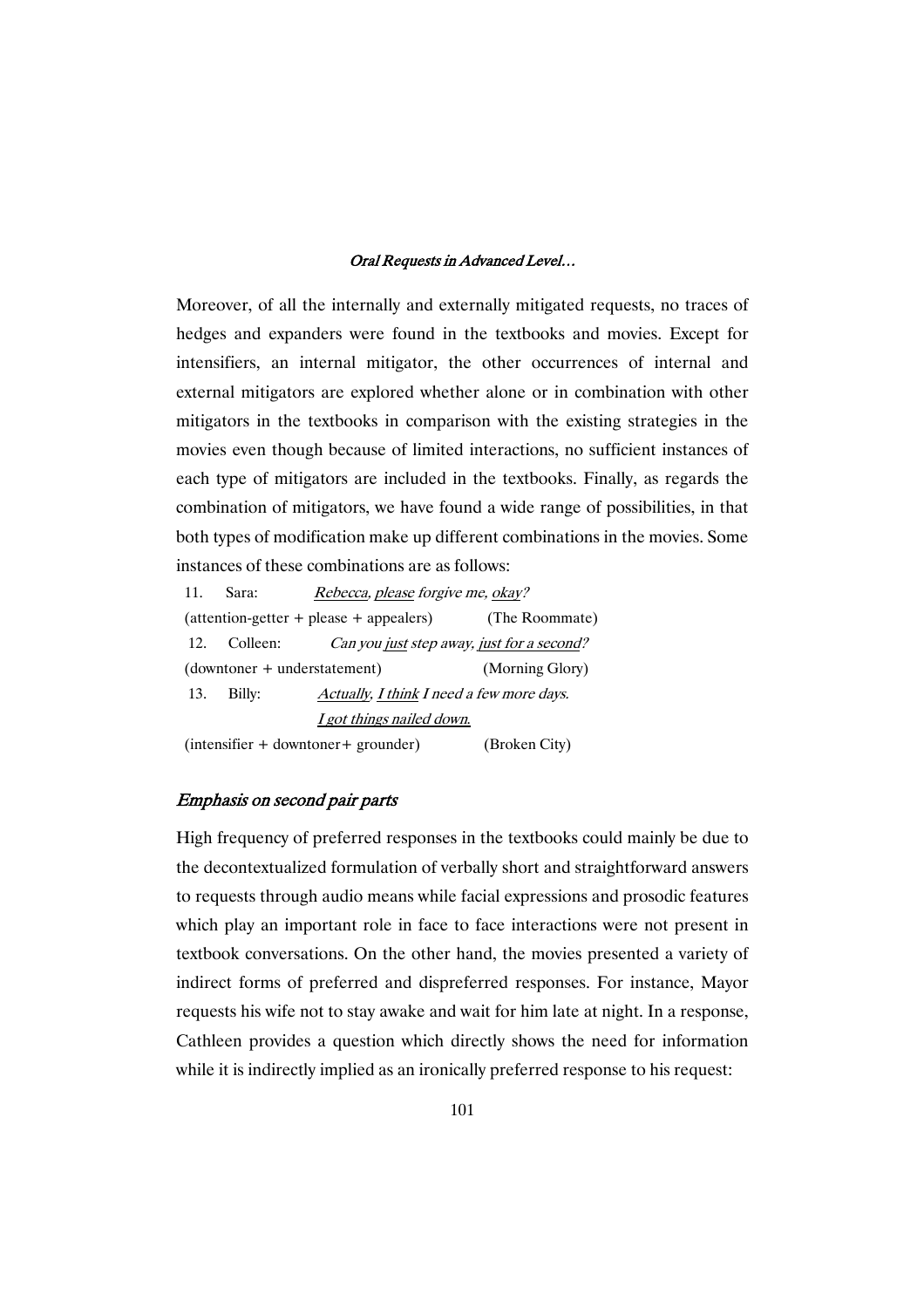Moreover, of all the internally and externally mitigated requests, no traces of hedges and expanders were found in the textbooks and movies. Except for intensifiers, an internal mitigator, the other occurrences of internal and external mitigators are explored whether alone or in combination with other mitigators in the textbooks in comparison with the existing strategies in the movies even though because of limited interactions, no sufficient instances of each type of mitigators are included in the textbooks. Finally, as regards the combination of mitigators, we have found a wide range of possibilities, in that both types of modification make up different combinations in the movies. Some instances of these combinations are as follows:

11. Sara: *<u>Rebecca</u>, <u>please</u> forgive me, <u>okay</u>?*
(attention-getter + please + appealers) (The Roommate)

12. Colleen: *Can you <u>just</u> step away, <u>just for a second</u>?*
(downtoner + understatement) (Morning Glory)

13. Billy: *<u>Actually</u>, <u>I think</u> I need a few more days.*
*<u>I got things nailed down.</u>*
(intensifier + downtoner+ grounder) (Broken City)

### *Emphasis on second pair parts*

High frequency of preferred responses in the textbooks could mainly be due to the decontextualized formulation of verbally short and straightforward answers to requests through audio means while facial expressions and prosodic features which play an important role in face to face interactions were not present in textbook conversations. On the other hand, the movies presented a variety of indirect forms of preferred and dispreferred responses. For instance, Mayor requests his wife not to stay awake and wait for him late at night. In a response, Cathleen provides a question which directly shows the need for information while it is indirectly implied as an ironically preferred response to his request: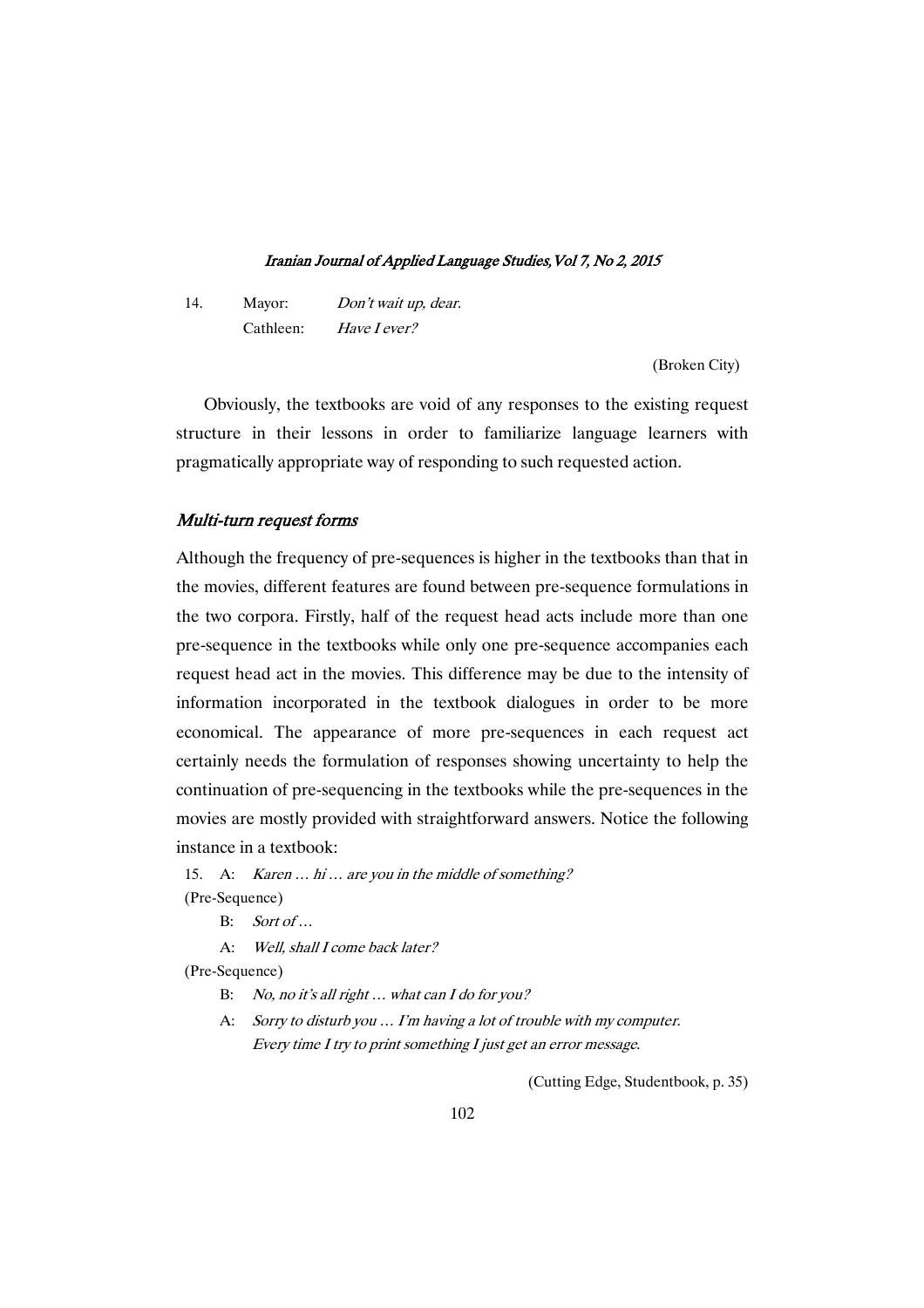14. Mayor: *Don't wait up, dear.*
    Cathleen: *Have I ever?*

(Broken City)

Obviously, the textbooks are void of any responses to the existing request structure in their lessons in order to familiarize language learners with pragmatically appropriate way of responding to such requested action.

### *Multi-turn request forms*

Although the frequency of pre-sequences is higher in the textbooks than that in the movies, different features are found between pre-sequence formulations in the two corpora. Firstly, half of the request head acts include more than one pre-sequence in the textbooks while only one pre-sequence accompanies each request head act in the movies. This difference may be due to the intensity of information incorporated in the textbook dialogues in order to be more economical. The appearance of more pre-sequences in each request act certainly needs the formulation of responses showing uncertainty to help the continuation of pre-sequencing in the textbooks while the pre-sequences in the movies are mostly provided with straightforward answers. Notice the following instance in a textbook:

15. A: *Karen … hi … are you in the middle of something?*
(Pre-Sequence)
    B: *Sort of …*
    A: *Well, shall I come back later?*
(Pre-Sequence)
    B: *No, no it's all right … what can I do for you?*
    A: *Sorry to disturb you … I'm having a lot of trouble with my computer. Every time I try to print something I just get an error message.*

(Cutting Edge, Studentbook, p. 35)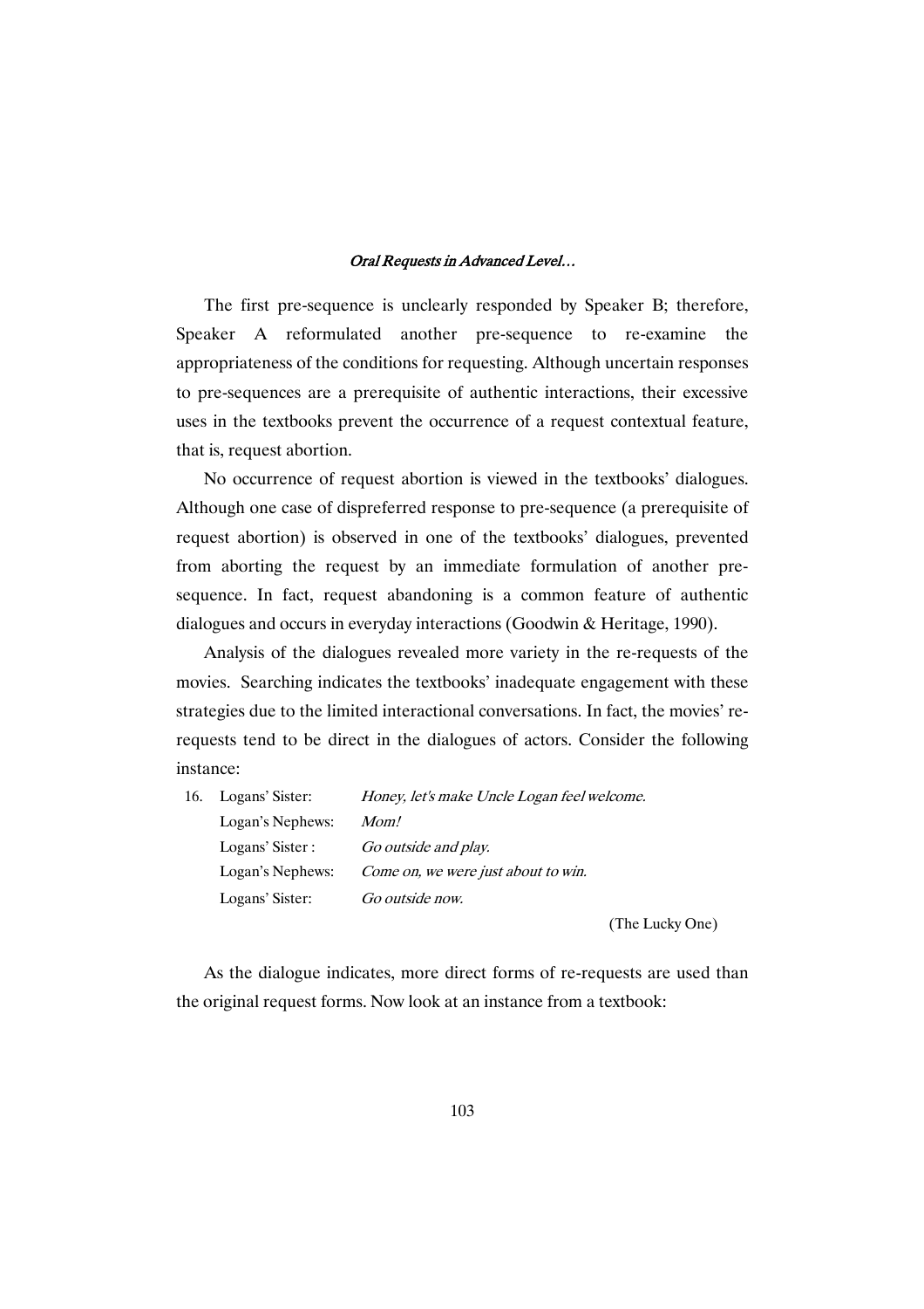The first pre-sequence is unclearly responded by Speaker B; therefore, Speaker A reformulated another pre-sequence to re-examine the appropriateness of the conditions for requesting. Although uncertain responses to pre-sequences are a prerequisite of authentic interactions, their excessive uses in the textbooks prevent the occurrence of a request contextual feature, that is, request abortion.

No occurrence of request abortion is viewed in the textbooks' dialogues. Although one case of dispreferred response to pre-sequence (a prerequisite of request abortion) is observed in one of the textbooks' dialogues, prevented from aborting the request by an immediate formulation of another pre-sequence. In fact, request abandoning is a common feature of authentic dialogues and occurs in everyday interactions (Goodwin & Heritage, 1990).

Analysis of the dialogues revealed more variety in the re-requests of the movies. Searching indicates the textbooks' inadequate engagement with these strategies due to the limited interactional conversations. In fact, the movies' re-requests tend to be direct in the dialogues of actors. Consider the following instance:

16. Logans' Sister: *Honey, let's make Uncle Logan feel welcome.*
    Logan's Nephews: *Mom!*
    Logans' Sister : *Go outside and play.*
    Logan's Nephews: *Come on, we were just about to win.*
    Logans' Sister: *Go outside now.*

(The Lucky One)

As the dialogue indicates, more direct forms of re-requests are used than the original request forms. Now look at an instance from a textbook: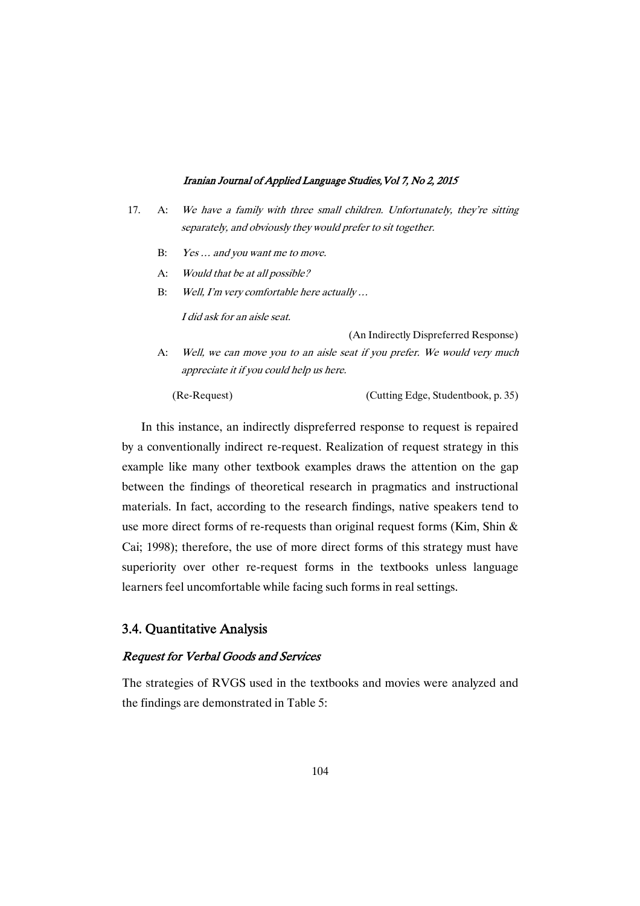17. A: *We have a family with three small children. Unfortunately, they're sitting separately, and obviously they would prefer to sit together.*

    B: *Yes … and you want me to move.*

    A: *Would that be at all possible?*

    B: *Well, I'm very comfortable here actually …*

    *I did ask for an aisle seat.*

    (An Indirectly Dispreferred Response)

    A: *Well, we can move you to an aisle seat if you prefer. We would very much appreciate it if you could help us here.*

    (Re-Request) (Cutting Edge, Studentbook, p. 35)

In this instance, an indirectly dispreferred response to request is repaired by a conventionally indirect re-request. Realization of request strategy in this example like many other textbook examples draws the attention on the gap between the findings of theoretical research in pragmatics and instructional materials. In fact, according to the research findings, native speakers tend to use more direct forms of re-requests than original request forms (Kim, Shin & Cai; 1998); therefore, the use of more direct forms of this strategy must have superiority over other re-request forms in the textbooks unless language learners feel uncomfortable while facing such forms in real settings.

## 3.4. Quantitative Analysis

### *Request for Verbal Goods and Services*

The strategies of RVGS used in the textbooks and movies were analyzed and the findings are demonstrated in Table 5: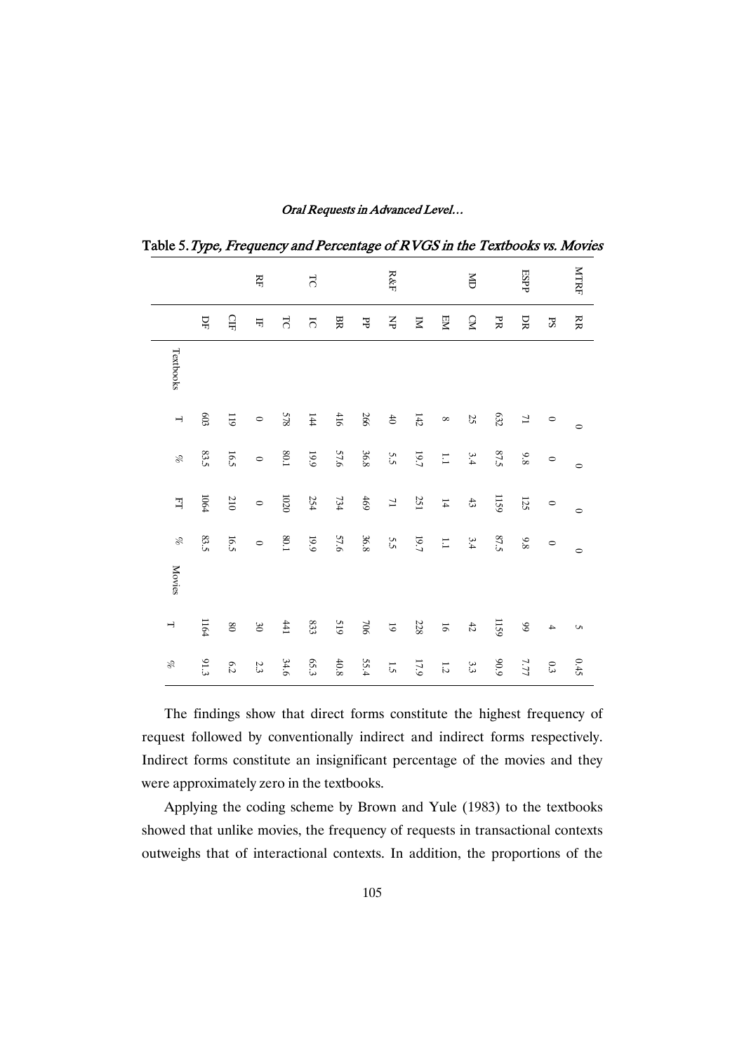Table 5. *Type, Frequency and Percentage of RVGS in the Textbooks vs. Movies*

| | | Textbooks | | | | Movies | |
|---|---|---|---|---|---|---|---|
| | | T | % | FT | % | T | % |
| | DF | 603 | 83.5 | 1064 | 83.5 | 1164 | 91.3 |
| | CIF | 119 | 16.5 | 210 | 16.5 | 80 | 6.2 |
| RF | IF | 0 | 0 | 0 | 0 | 30 | 2.3 |
| | TC | 578 | 80.1 | 1020 | 80.1 | 441 | 34.6 |
| TC | IC | 144 | 19.9 | 254 | 19.9 | 833 | 65.3 |
| | BR | 416 | 57.6 | 734 | 57.6 | 519 | 40.8 |
| | PP | 266 | 36.8 | 469 | 36.8 | 706 | 55.4 |
| R&F | NP | 40 | 5.5 | 71 | 5.5 | 19 | 1.5 |
| | IM | 142 | 19.7 | 251 | 19.7 | 228 | 17.9 |
| | EM | 8 | 1.1 | 14 | 1.1 | 16 | 1.2 |
| MD | CM | 25 | 3.4 | 43 | 3.4 | 42 | 3.3 |
| | PR | 632 | 87.5 | 1159 | 87.5 | 1159 | 90.9 |
| ESPP | DR | 71 | 9.8 | 125 | 9.8 | 99 | 7.77 |
| | PS | 0 | 0 | 0 | 0 | 4 | 0.3 |
| MTRF | RR | 0 | 0 | 0 | 0 | 5 | 0.45 |

The findings show that direct forms constitute the highest frequency of request followed by conventionally indirect and indirect forms respectively. Indirect forms constitute an insignificant percentage of the movies and they were approximately zero in the textbooks.

Applying the coding scheme by Brown and Yule (1983) to the textbooks showed that unlike movies, the frequency of requests in transactional contexts outweighs that of interactional contexts. In addition, the proportions of the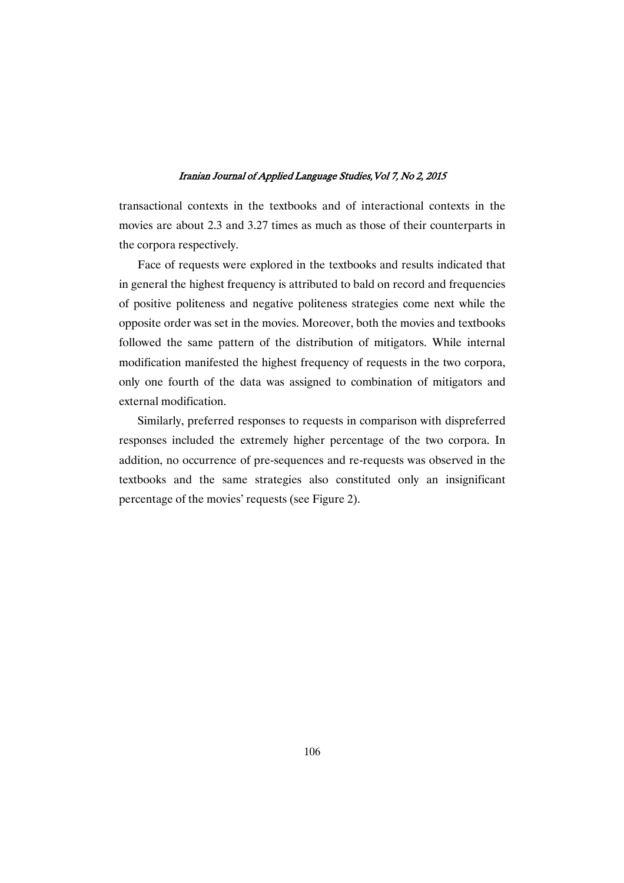transactional contexts in the textbooks and of interactional contexts in the movies are about 2.3 and 3.27 times as much as those of their counterparts in the corpora respectively.

Face of requests were explored in the textbooks and results indicated that in general the highest frequency is attributed to bald on record and frequencies of positive politeness and negative politeness strategies come next while the opposite order was set in the movies. Moreover, both the movies and textbooks followed the same pattern of the distribution of mitigators. While internal modification manifested the highest frequency of requests in the two corpora, only one fourth of the data was assigned to combination of mitigators and external modification.

Similarly, preferred responses to requests in comparison with dispreferred responses included the extremely higher percentage of the two corpora. In addition, no occurrence of pre-sequences and re-requests was observed in the textbooks and the same strategies also constituted only an insignificant percentage of the movies' requests (see Figure 2).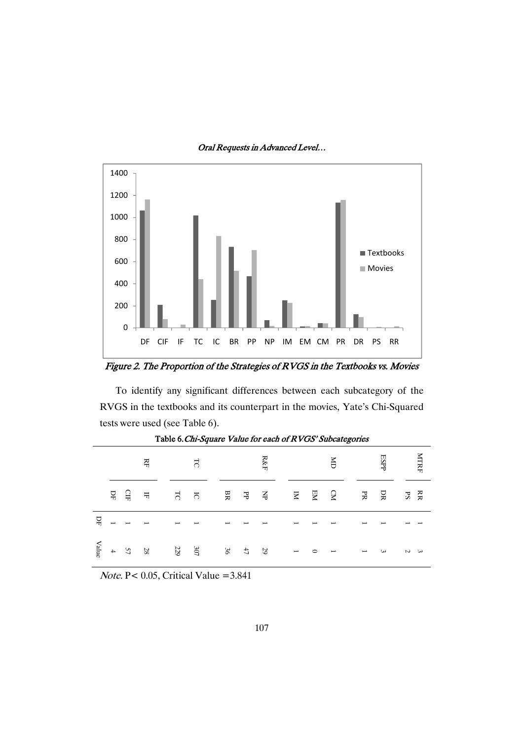Figure 2. The Proportion of the Strategies of RVGS in the Textbooks vs. Movies

To identify any significant differences between each subcategory of the RVGS in the textbooks and its counterpart in the movies, Yate's Chi-Squared tests were used (see Table 6).

Table 6. *Chi-Square Value for each of RVGS' Subcategories*

| | RF | | | TC | | R&F | | | MD | | | ESPP | | MTRF | |
|---|---|---|---|---|---|---|---|---|---|---|---|---|---|---|---|
| | DF | CIF | IF | TC | IC | BR | PP | NP | IM | EM | CM | PR | DR | PS | RR |
| DF | 1 | 1 | 1 | 1 | 1 | 1 | 1 | 1 | 1 | 1 | 1 | 1 | 1 | 1 | 1 |
| Value | 4 | 57 | 28 | 229 | 307 | 36 | 47 | 29 | 1 | 0 | 1 | 1 | 3 | 2 | 3 |

*Note*. P< 0.05, Critical Value =3.841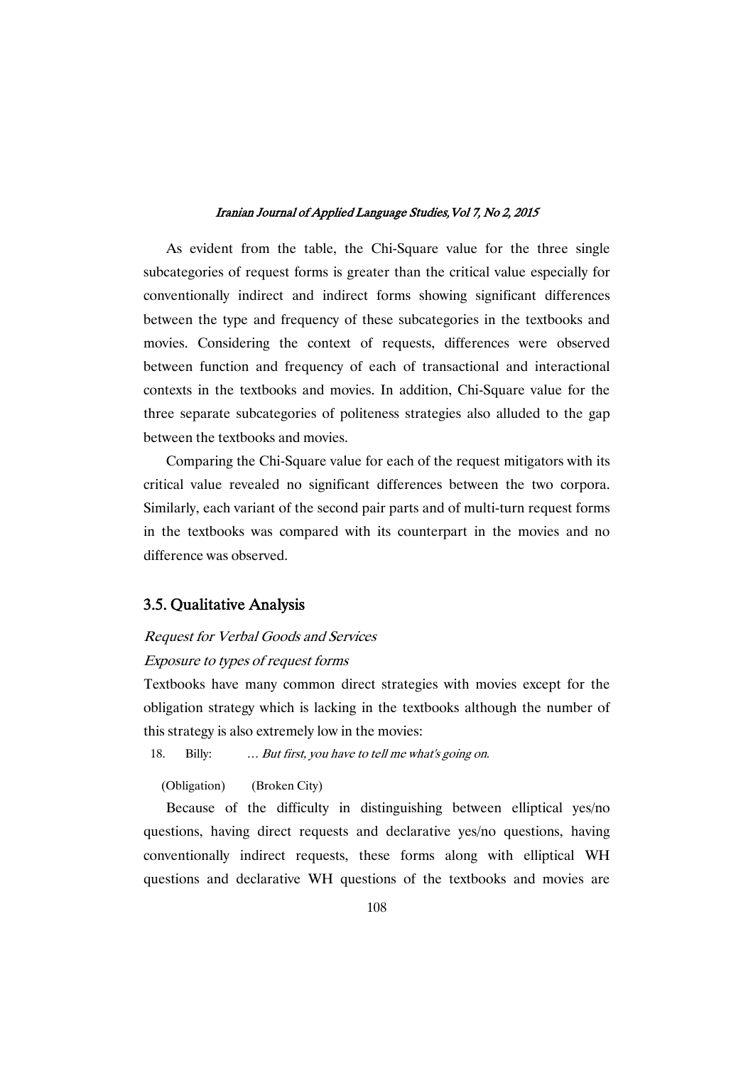As evident from the table, the Chi-Square value for the three single subcategories of request forms is greater than the critical value especially for conventionally indirect and indirect forms showing significant differences between the type and frequency of these subcategories in the textbooks and movies. Considering the context of requests, differences were observed between function and frequency of each of transactional and interactional contexts in the textbooks and movies. In addition, Chi-Square value for the three separate subcategories of politeness strategies also alluded to the gap between the textbooks and movies.

Comparing the Chi-Square value for each of the request mitigators with its critical value revealed no significant differences between the two corpora. Similarly, each variant of the second pair parts and of multi-turn request forms in the textbooks was compared with its counterpart in the movies and no difference was observed.

## 3.5. Qualitative Analysis

*Request for Verbal Goods and Services*

*Exposure to types of request forms*

Textbooks have many common direct strategies with movies except for the obligation strategy which is lacking in the textbooks although the number of this strategy is also extremely low in the movies:

18. Billy: *… But first, you have to tell me what's going on.*

(Obligation) (Broken City)

Because of the difficulty in distinguishing between elliptical yes/no questions, having direct requests and declarative yes/no questions, having conventionally indirect requests, these forms along with elliptical WH questions and declarative WH questions of the textbooks and movies are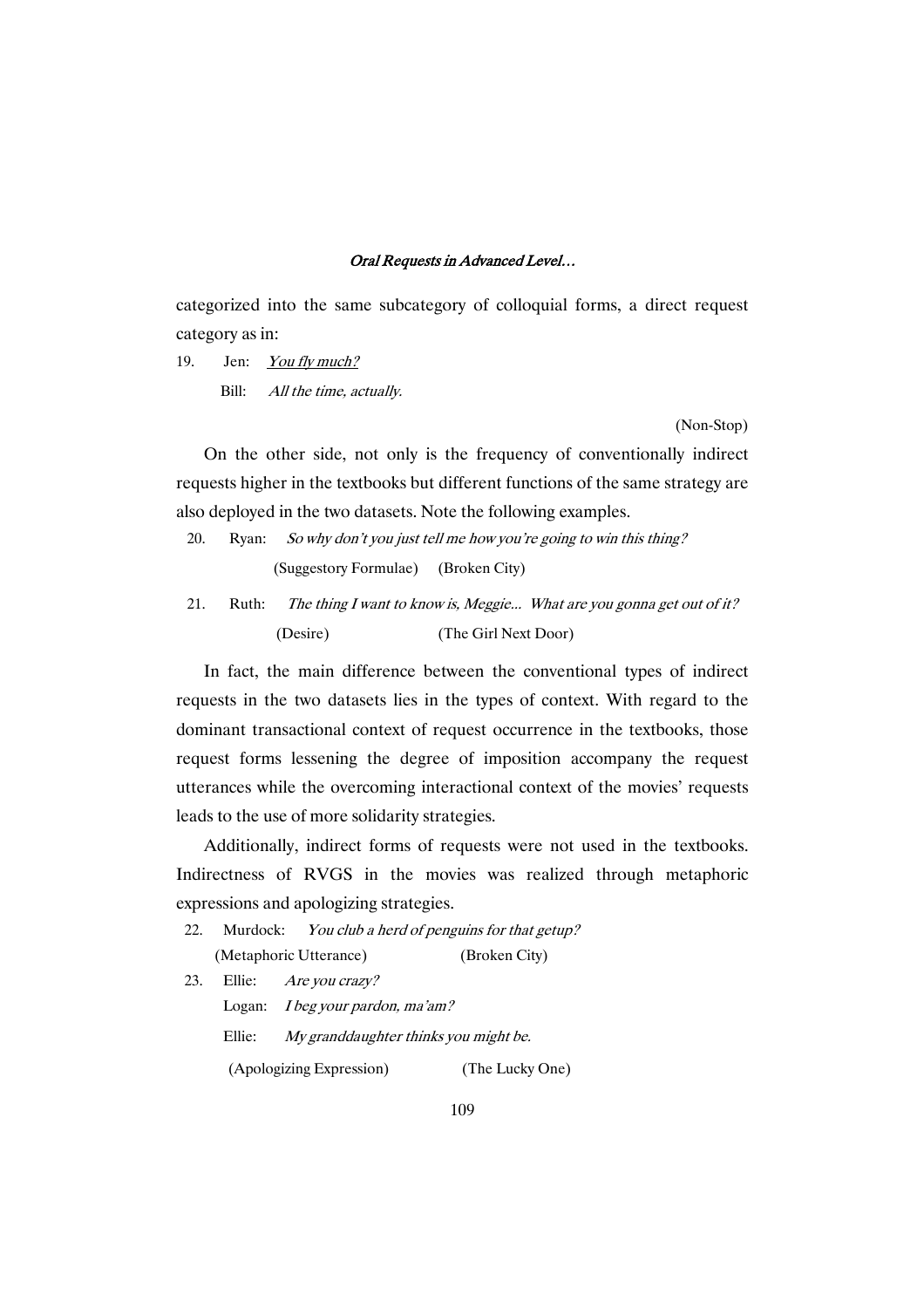categorized into the same subcategory of colloquial forms, a direct request category as in:

19. Jen: *<u>You fly much?</u>*

    Bill: *All the time, actually.*

(Non-Stop)

On the other side, not only is the frequency of conventionally indirect requests higher in the textbooks but different functions of the same strategy are also deployed in the two datasets. Note the following examples.

20. Ryan: *So why don't you just tell me how you're going to win this thing?*

    (Suggestory Formulae) (Broken City)

21. Ruth: *The thing I want to know is, Meggie... What are you gonna get out of it?*

    (Desire) (The Girl Next Door)

In fact, the main difference between the conventional types of indirect requests in the two datasets lies in the types of context. With regard to the dominant transactional context of request occurrence in the textbooks, those request forms lessening the degree of imposition accompany the request utterances while the overcoming interactional context of the movies' requests leads to the use of more solidarity strategies.

Additionally, indirect forms of requests were not used in the textbooks. Indirectness of RVGS in the movies was realized through metaphoric expressions and apologizing strategies.

22. Murdock: *You club a herd of penguins for that getup?*

    (Metaphoric Utterance) (Broken City)

23. Ellie: *Are you crazy?*

    Logan: *I beg your pardon, ma'am?*

    Ellie: *My granddaughter thinks you might be.*

    (Apologizing Expression) (The Lucky One)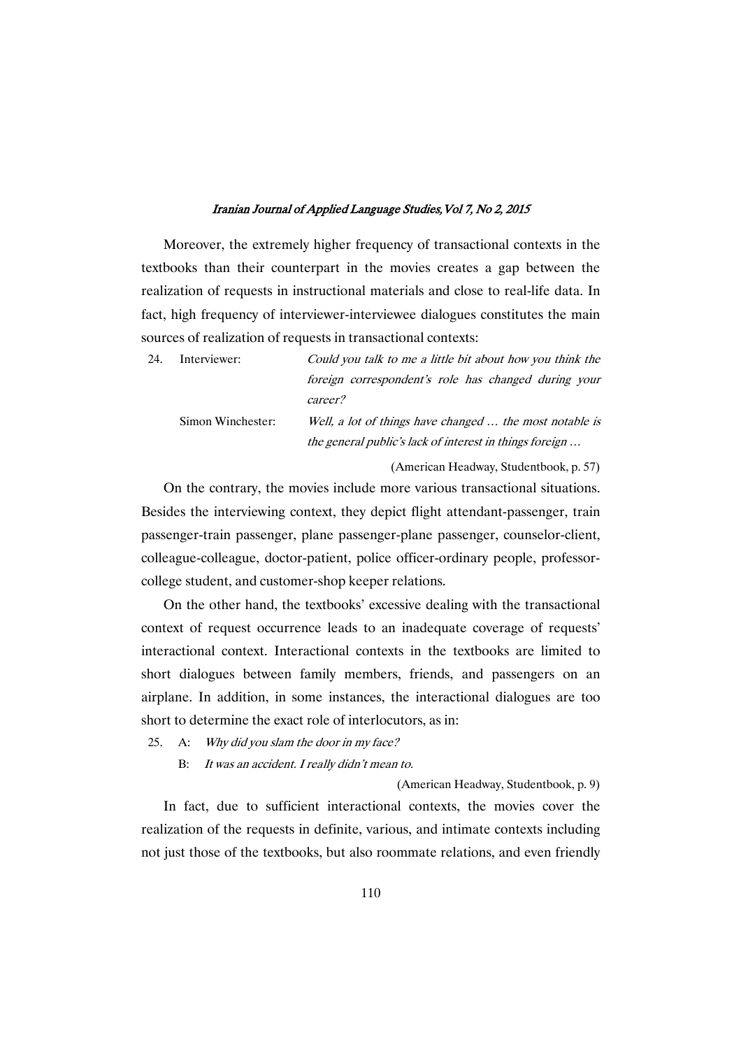Moreover, the extremely higher frequency of transactional contexts in the textbooks than their counterpart in the movies creates a gap between the realization of requests in instructional materials and close to real-life data. In fact, high frequency of interviewer-interviewee dialogues constitutes the main sources of realization of requests in transactional contexts:

24. Interviewer: *Could you talk to me a little bit about how you think the foreign correspondent's role has changed during your career?*

    Simon Winchester: *Well, a lot of things have changed … the most notable is the general public's lack of interest in things foreign …*

(American Headway, Studentbook, p. 57)

On the contrary, the movies include more various transactional situations. Besides the interviewing context, they depict flight attendant-passenger, train passenger-train passenger, plane passenger-plane passenger, counselor-client, colleague-colleague, doctor-patient, police officer-ordinary people, professor-college student, and customer-shop keeper relations.

On the other hand, the textbooks' excessive dealing with the transactional context of request occurrence leads to an inadequate coverage of requests' interactional context. Interactional contexts in the textbooks are limited to short dialogues between family members, friends, and passengers on an airplane. In addition, in some instances, the interactional dialogues are too short to determine the exact role of interlocutors, as in:

25. A: *Why did you slam the door in my face?*

    B: *It was an accident. I really didn't mean to.*

(American Headway, Studentbook, p. 9)

In fact, due to sufficient interactional contexts, the movies cover the realization of the requests in definite, various, and intimate contexts including not just those of the textbooks, but also roommate relations, and even friendly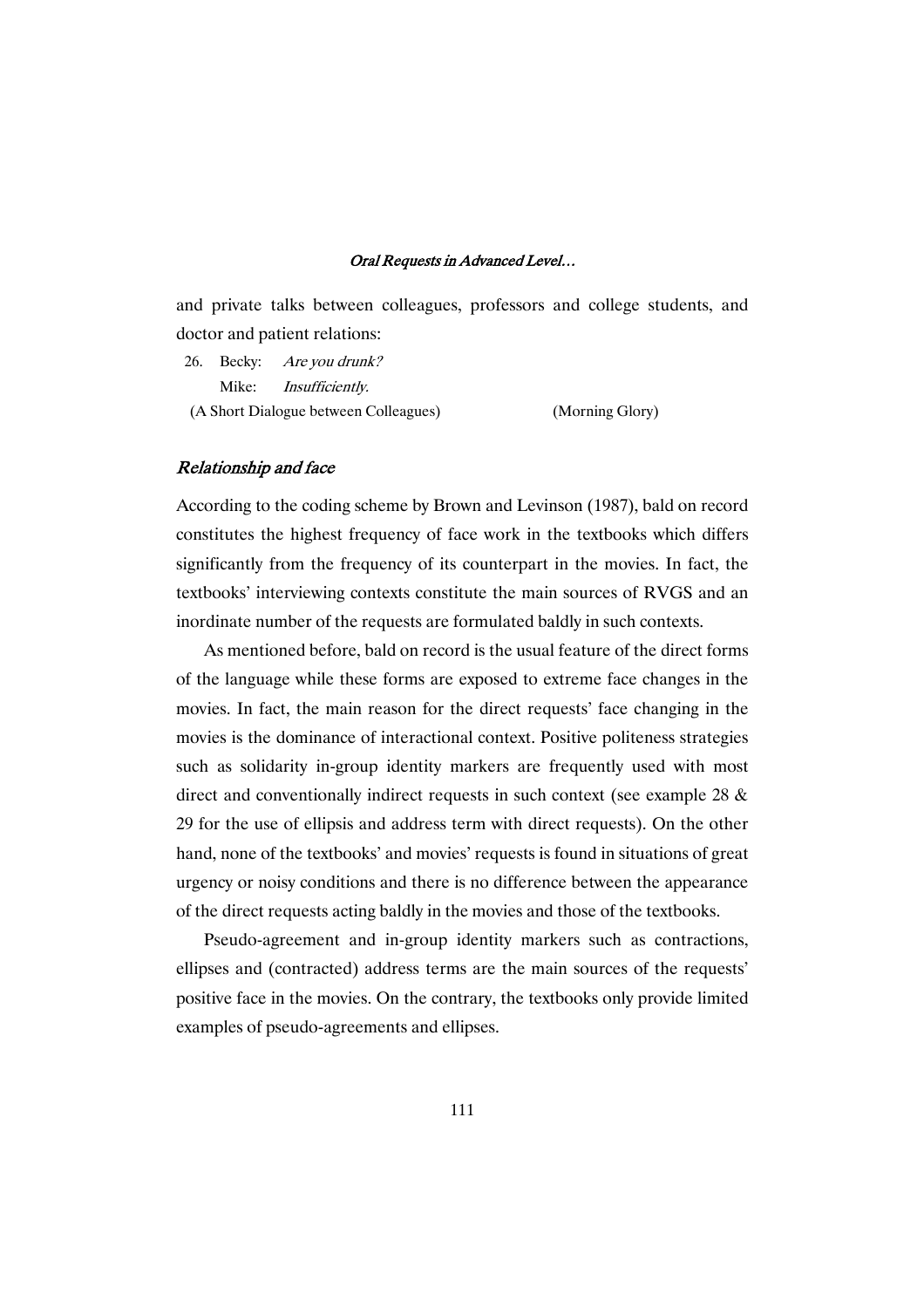and private talks between colleagues, professors and college students, and doctor and patient relations:

26. Becky: *Are you drunk?*
    Mike: *Insufficiently.*

(A Short Dialogue between Colleagues) (Morning Glory)

### *Relationship and face*

According to the coding scheme by Brown and Levinson (1987), bald on record constitutes the highest frequency of face work in the textbooks which differs significantly from the frequency of its counterpart in the movies. In fact, the textbooks' interviewing contexts constitute the main sources of RVGS and an inordinate number of the requests are formulated baldly in such contexts.

As mentioned before, bald on record is the usual feature of the direct forms of the language while these forms are exposed to extreme face changes in the movies. In fact, the main reason for the direct requests' face changing in the movies is the dominance of interactional context. Positive politeness strategies such as solidarity in-group identity markers are frequently used with most direct and conventionally indirect requests in such context (see example 28 & 29 for the use of ellipsis and address term with direct requests). On the other hand, none of the textbooks' and movies' requests is found in situations of great urgency or noisy conditions and there is no difference between the appearance of the direct requests acting baldly in the movies and those of the textbooks.

Pseudo-agreement and in-group identity markers such as contractions, ellipses and (contracted) address terms are the main sources of the requests' positive face in the movies. On the contrary, the textbooks only provide limited examples of pseudo-agreements and ellipses.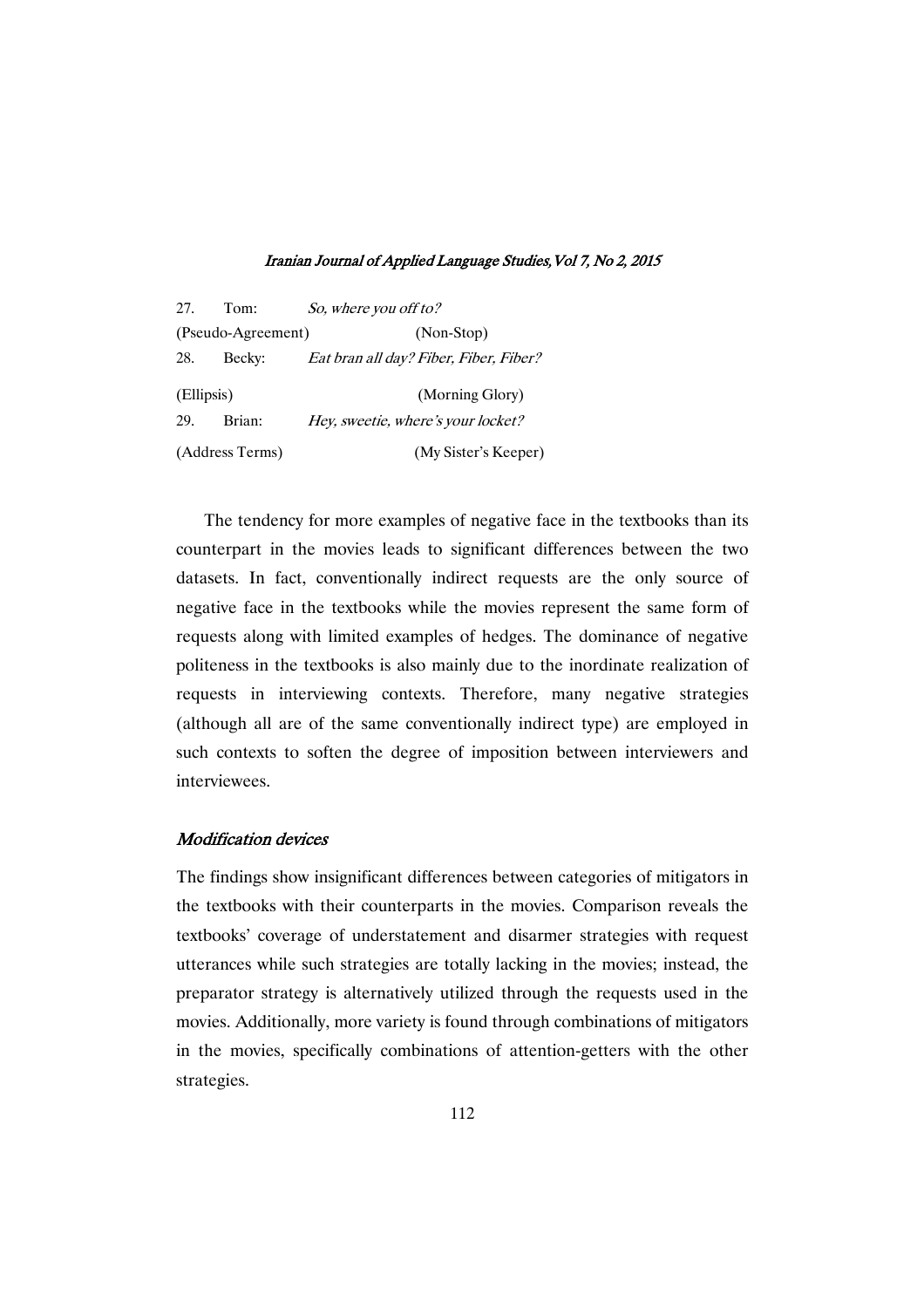27. Tom: *So, where you off to?*

(Pseudo-Agreement) (Non-Stop)

28. Becky: *Eat bran all day? Fiber, Fiber, Fiber?*

(Ellipsis) (Morning Glory)

29. Brian: *Hey, sweetie, where's your locket?*

(Address Terms) (My Sister's Keeper)

The tendency for more examples of negative face in the textbooks than its counterpart in the movies leads to significant differences between the two datasets. In fact, conventionally indirect requests are the only source of negative face in the textbooks while the movies represent the same form of requests along with limited examples of hedges. The dominance of negative politeness in the textbooks is also mainly due to the inordinate realization of requests in interviewing contexts. Therefore, many negative strategies (although all are of the same conventionally indirect type) are employed in such contexts to soften the degree of imposition between interviewers and interviewees.

### *Modification devices*

The findings show insignificant differences between categories of mitigators in the textbooks with their counterparts in the movies. Comparison reveals the textbooks' coverage of understatement and disarmer strategies with request utterances while such strategies are totally lacking in the movies; instead, the preparator strategy is alternatively utilized through the requests used in the movies. Additionally, more variety is found through combinations of mitigators in the movies, specifically combinations of attention-getters with the other strategies.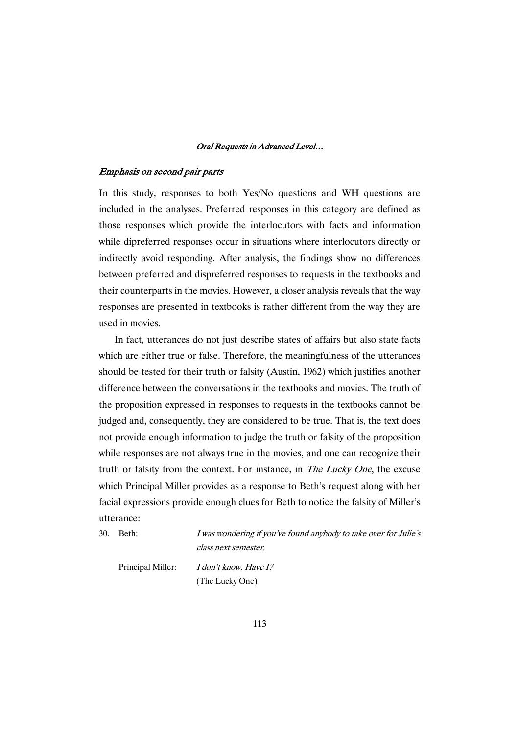### *Emphasis on second pair parts*

In this study, responses to both Yes/No questions and WH questions are included in the analyses. Preferred responses in this category are defined as those responses which provide the interlocutors with facts and information while dipreferred responses occur in situations where interlocutors directly or indirectly avoid responding. After analysis, the findings show no differences between preferred and dispreferred responses to requests in the textbooks and their counterparts in the movies. However, a closer analysis reveals that the way responses are presented in textbooks is rather different from the way they are used in movies.

In fact, utterances do not just describe states of affairs but also state facts which are either true or false. Therefore, the meaningfulness of the utterances should be tested for their truth or falsity (Austin, 1962) which justifies another difference between the conversations in the textbooks and movies. The truth of the proposition expressed in responses to requests in the textbooks cannot be judged and, consequently, they are considered to be true. That is, the text does not provide enough information to judge the truth or falsity of the proposition while responses are not always true in the movies, and one can recognize their truth or falsity from the context. For instance, in *The Lucky One*, the excuse which Principal Miller provides as a response to Beth's request along with her facial expressions provide enough clues for Beth to notice the falsity of Miller's utterance:

30. Beth: *I was wondering if you've found anybody to take over for Julie's class next semester.*

    Principal Miller: *I don't know. Have I?*
    (The Lucky One)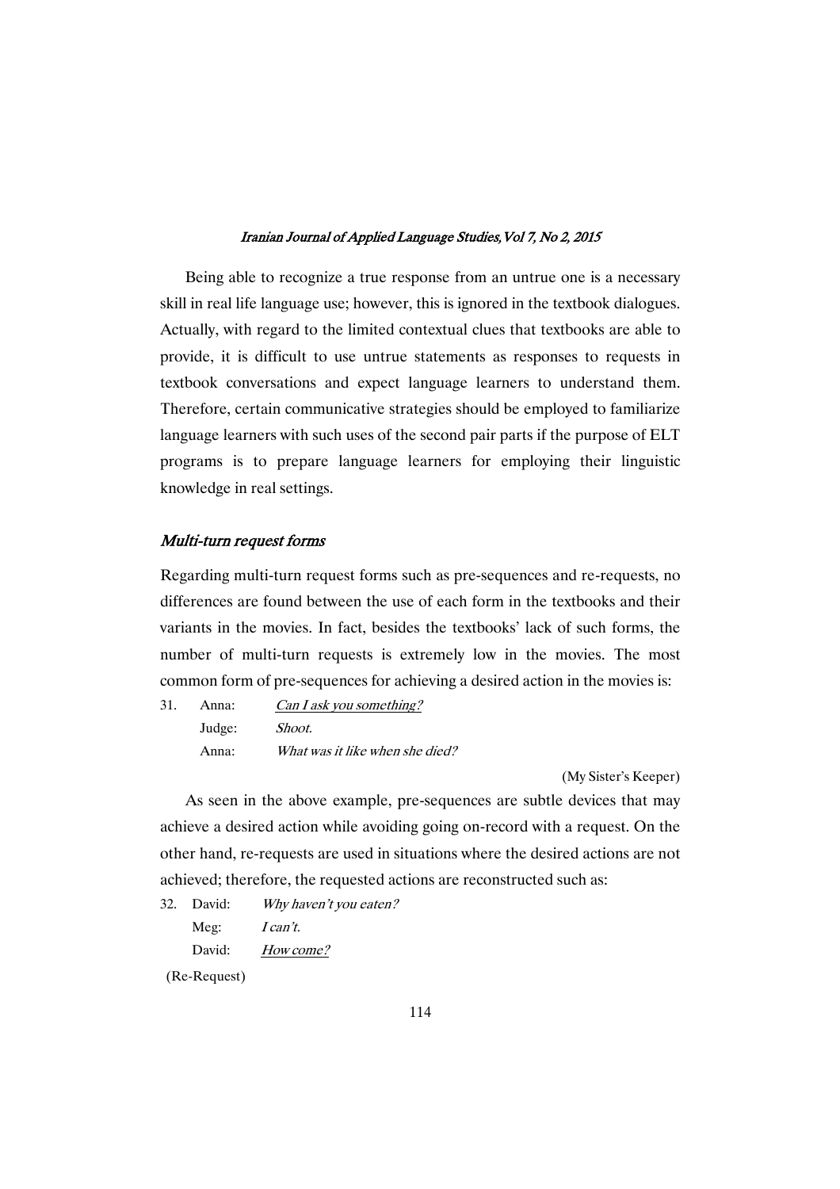Being able to recognize a true response from an untrue one is a necessary skill in real life language use; however, this is ignored in the textbook dialogues. Actually, with regard to the limited contextual clues that textbooks are able to provide, it is difficult to use untrue statements as responses to requests in textbook conversations and expect language learners to understand them. Therefore, certain communicative strategies should be employed to familiarize language learners with such uses of the second pair parts if the purpose of ELT programs is to prepare language learners for employing their linguistic knowledge in real settings.

### *Multi-turn request forms*

Regarding multi-turn request forms such as pre-sequences and re-requests, no differences are found between the use of each form in the textbooks and their variants in the movies. In fact, besides the textbooks' lack of such forms, the number of multi-turn requests is extremely low in the movies. The most common form of pre-sequences for achieving a desired action in the movies is:

31. Anna: *Can I ask you something?*
    Judge: *Shoot.*
    Anna: *What was it like when she died?*

(My Sister's Keeper)

As seen in the above example, pre-sequences are subtle devices that may achieve a desired action while avoiding going on-record with a request. On the other hand, re-requests are used in situations where the desired actions are not achieved; therefore, the requested actions are reconstructed such as:

32. David: *Why haven't you eaten?*
    Meg: *I can't.*
    David: *How come?*

(Re-Request)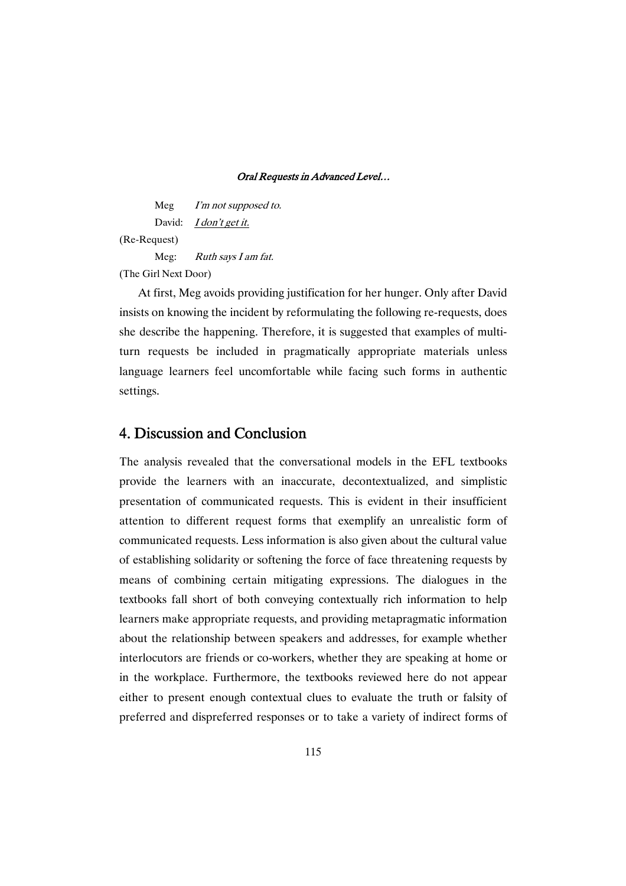Meg *I'm not supposed to.*

David: *<u>I don't get it.</u>*

(Re-Request)

Meg: *Ruth says I am fat.*

(The Girl Next Door)

At first, Meg avoids providing justification for her hunger. Only after David insists on knowing the incident by reformulating the following re-requests, does she describe the happening. Therefore, it is suggested that examples of multi-turn requests be included in pragmatically appropriate materials unless language learners feel uncomfortable while facing such forms in authentic settings.

## 4. Discussion and Conclusion

The analysis revealed that the conversational models in the EFL textbooks provide the learners with an inaccurate, decontextualized, and simplistic presentation of communicated requests. This is evident in their insufficient attention to different request forms that exemplify an unrealistic form of communicated requests. Less information is also given about the cultural value of establishing solidarity or softening the force of face threatening requests by means of combining certain mitigating expressions. The dialogues in the textbooks fall short of both conveying contextually rich information to help learners make appropriate requests, and providing metapragmatic information about the relationship between speakers and addresses, for example whether interlocutors are friends or co-workers, whether they are speaking at home or in the workplace. Furthermore, the textbooks reviewed here do not appear either to present enough contextual clues to evaluate the truth or falsity of preferred and dispreferred responses or to take a variety of indirect forms of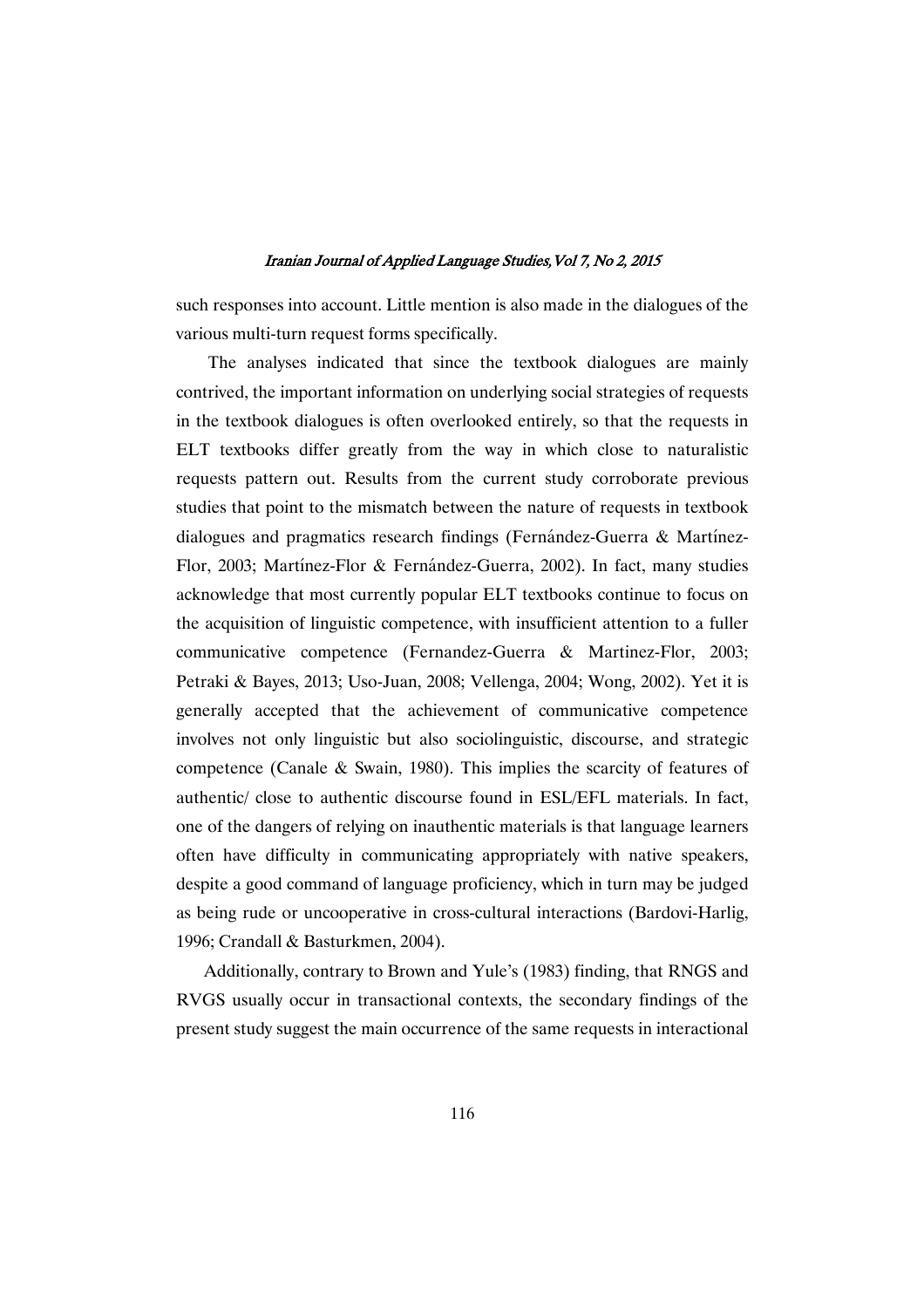such responses into account. Little mention is also made in the dialogues of the various multi-turn request forms specifically.

The analyses indicated that since the textbook dialogues are mainly contrived, the important information on underlying social strategies of requests in the textbook dialogues is often overlooked entirely, so that the requests in ELT textbooks differ greatly from the way in which close to naturalistic requests pattern out. Results from the current study corroborate previous studies that point to the mismatch between the nature of requests in textbook dialogues and pragmatics research findings (Fernández-Guerra & Martínez-Flor, 2003; Martínez-Flor & Fernández-Guerra, 2002). In fact, many studies acknowledge that most currently popular ELT textbooks continue to focus on the acquisition of linguistic competence, with insufficient attention to a fuller communicative competence (Fernandez-Guerra & Martinez-Flor, 2003; Petraki & Bayes, 2013; Uso-Juan, 2008; Vellenga, 2004; Wong, 2002). Yet it is generally accepted that the achievement of communicative competence involves not only linguistic but also sociolinguistic, discourse, and strategic competence (Canale & Swain, 1980). This implies the scarcity of features of authentic/ close to authentic discourse found in ESL/EFL materials. In fact, one of the dangers of relying on inauthentic materials is that language learners often have difficulty in communicating appropriately with native speakers, despite a good command of language proficiency, which in turn may be judged as being rude or uncooperative in cross-cultural interactions (Bardovi-Harlig, 1996; Crandall & Basturkmen, 2004).

Additionally, contrary to Brown and Yule's (1983) finding, that RNGS and RVGS usually occur in transactional contexts, the secondary findings of the present study suggest the main occurrence of the same requests in interactional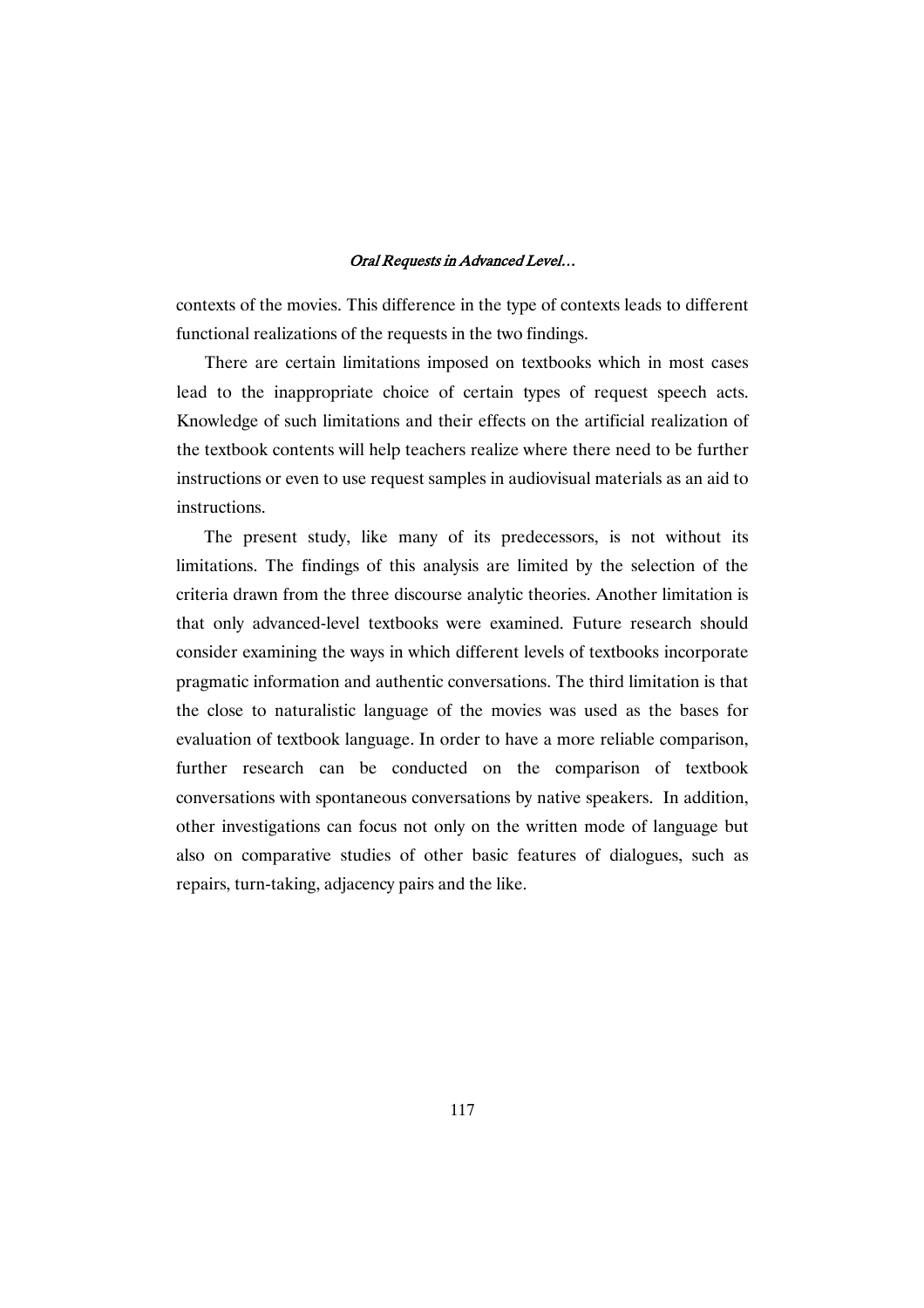contexts of the movies. This difference in the type of contexts leads to different functional realizations of the requests in the two findings.

There are certain limitations imposed on textbooks which in most cases lead to the inappropriate choice of certain types of request speech acts. Knowledge of such limitations and their effects on the artificial realization of the textbook contents will help teachers realize where there need to be further instructions or even to use request samples in audiovisual materials as an aid to instructions.

The present study, like many of its predecessors, is not without its limitations. The findings of this analysis are limited by the selection of the criteria drawn from the three discourse analytic theories. Another limitation is that only advanced-level textbooks were examined. Future research should consider examining the ways in which different levels of textbooks incorporate pragmatic information and authentic conversations. The third limitation is that the close to naturalistic language of the movies was used as the bases for evaluation of textbook language. In order to have a more reliable comparison, further research can be conducted on the comparison of textbook conversations with spontaneous conversations by native speakers. In addition, other investigations can focus not only on the written mode of language but also on comparative studies of other basic features of dialogues, such as repairs, turn-taking, adjacency pairs and the like.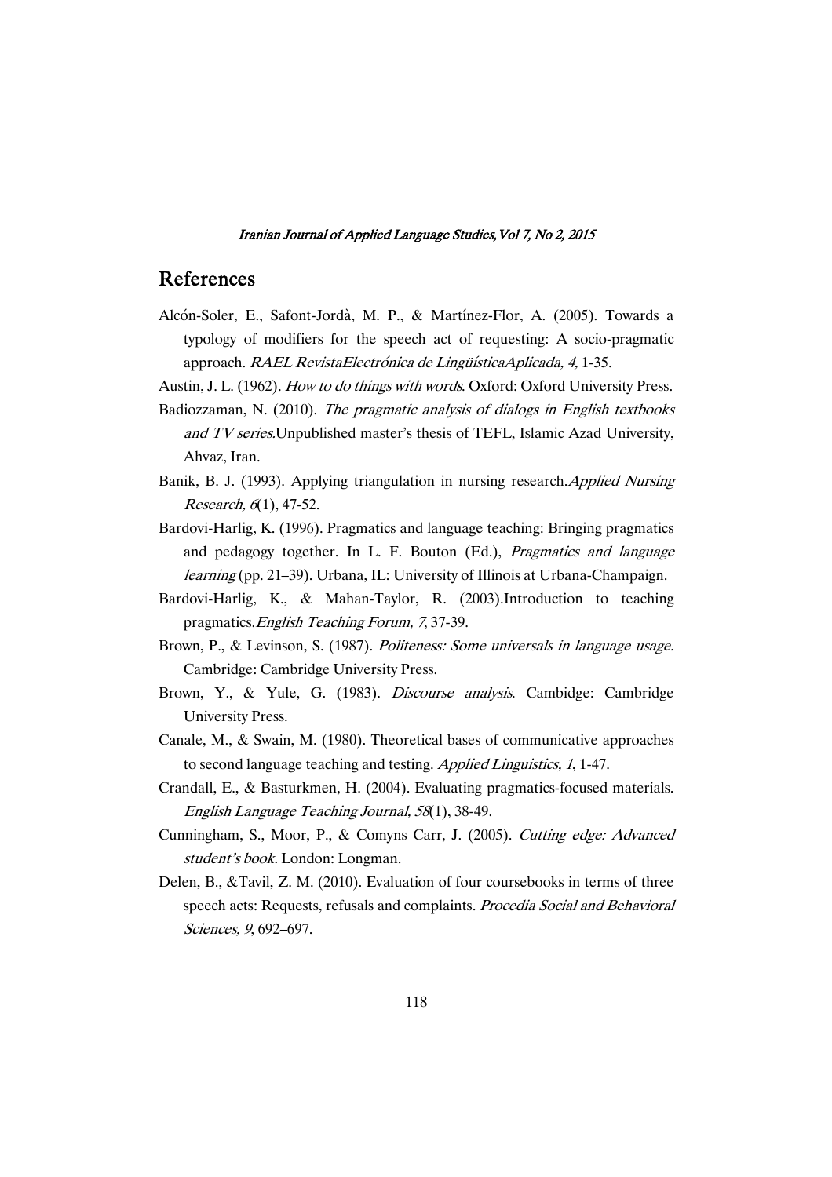## References

Alcón-Soler, E., Safont-Jordà, M. P., & Martínez-Flor, A. (2005). Towards a typology of modifiers for the speech act of requesting: A socio-pragmatic approach. *RAEL RevistaElectrónica de LingüísticaAplicada, 4,* 1-35.

Austin, J. L. (1962). *How to do things with words*. Oxford: Oxford University Press.

Badiozzaman, N. (2010). *The pragmatic analysis of dialogs in English textbooks and TV series*.Unpublished master's thesis of TEFL, Islamic Azad University, Ahvaz, Iran.

Banik, B. J. (1993). Applying triangulation in nursing research.*Applied Nursing Research, 6*(1), 47-52.

Bardovi-Harlig, K. (1996). Pragmatics and language teaching: Bringing pragmatics and pedagogy together. In L. F. Bouton (Ed.), *Pragmatics and language learning* (pp. 21–39). Urbana, IL: University of Illinois at Urbana-Champaign.

Bardovi-Harlig, K., & Mahan-Taylor, R. (2003).Introduction to teaching pragmatics.*English Teaching Forum, 7*, 37-39.

Brown, P., & Levinson, S. (1987). *Politeness: Some universals in language usage.* Cambridge: Cambridge University Press.

Brown, Y., & Yule, G. (1983). *Discourse analysis*. Cambidge: Cambridge University Press.

Canale, M., & Swain, M. (1980). Theoretical bases of communicative approaches to second language teaching and testing. *Applied Linguistics, 1*, 1-47.

Crandall, E., & Basturkmen, H. (2004). Evaluating pragmatics-focused materials. *English Language Teaching Journal, 58*(1), 38-49.

Cunningham, S., Moor, P., & Comyns Carr, J. (2005). *Cutting edge: Advanced student's book*. London: Longman.

Delen, B., &Tavil, Z. M. (2010). Evaluation of four coursebooks in terms of three speech acts: Requests, refusals and complaints. *Procedia Social and Behavioral Sciences, 9*, 692–697.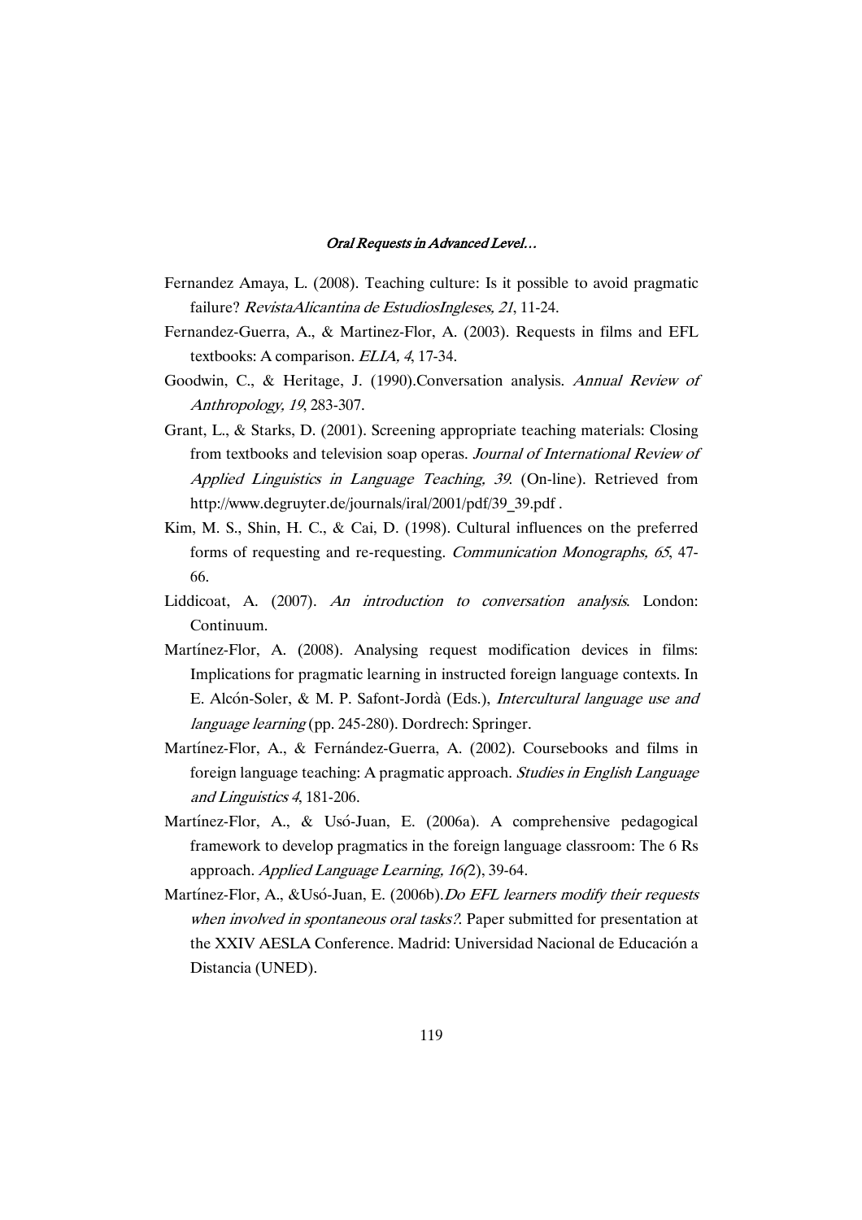Fernandez Amaya, L. (2008). Teaching culture: Is it possible to avoid pragmatic failure? *RevistaAlicantina de EstudiosIngleses, 21*, 11-24.

Fernandez-Guerra, A., & Martinez-Flor, A. (2003). Requests in films and EFL textbooks: A comparison. *ELIA, 4*, 17-34.

Goodwin, C., & Heritage, J. (1990).Conversation analysis. *Annual Review of Anthropology, 19*, 283-307.

Grant, L., & Starks, D. (2001). Screening appropriate teaching materials: Closing from textbooks and television soap operas. *Journal of International Review of Applied Linguistics in Language Teaching, 39*. (On-line). Retrieved from http://www.degruyter.de/journals/iral/2001/pdf/39_39.pdf .

Kim, M. S., Shin, H. C., & Cai, D. (1998). Cultural influences on the preferred forms of requesting and re-requesting. *Communication Monographs, 65*, 47-66.

Liddicoat, A. (2007). *An introduction to conversation analysis*. London: Continuum.

Martínez-Flor, A. (2008). Analysing request modification devices in films: Implications for pragmatic learning in instructed foreign language contexts. In E. Alcón-Soler, & M. P. Safont-Jordà (Eds.), *Intercultural language use and language learning* (pp. 245-280). Dordrech: Springer.

Martínez-Flor, A., & Fernández-Guerra, A. (2002). Coursebooks and films in foreign language teaching: A pragmatic approach. *Studies in English Language and Linguistics 4*, 181-206.

Martínez-Flor, A., & Usó-Juan, E. (2006a). A comprehensive pedagogical framework to develop pragmatics in the foreign language classroom: The 6 Rs approach. *Applied Language Learning, 16(*2), 39-64.

Martínez-Flor, A., &Usó-Juan, E. (2006b).*Do EFL learners modify their requests when involved in spontaneous oral tasks?*. Paper submitted for presentation at the XXIV AESLA Conference. Madrid: Universidad Nacional de Educación a Distancia (UNED).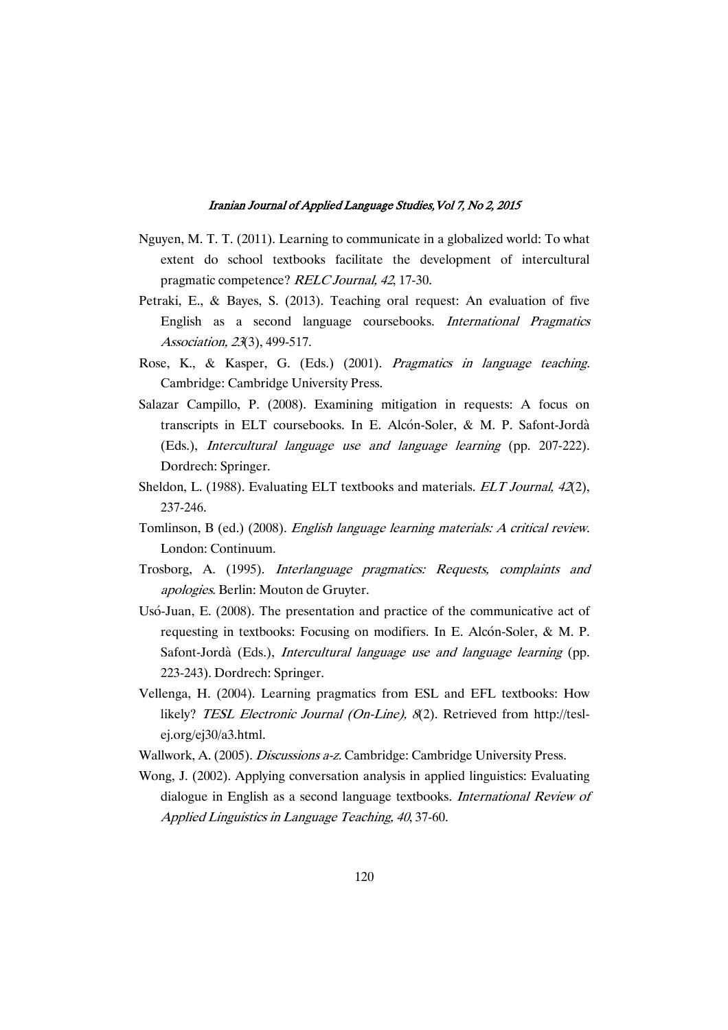Nguyen, M. T. T. (2011). Learning to communicate in a globalized world: To what extent do school textbooks facilitate the development of intercultural pragmatic competence? *RELC Journal, 42*, 17-30.

Petraki, E., & Bayes, S. (2013). Teaching oral request: An evaluation of five English as a second language coursebooks. *International Pragmatics Association, 23*(3), 499-517.

Rose, K., & Kasper, G. (Eds.) (2001). *Pragmatics in language teaching.* Cambridge: Cambridge University Press.

Salazar Campillo, P. (2008). Examining mitigation in requests: A focus on transcripts in ELT coursebooks. In E. Alcón-Soler, & M. P. Safont-Jordà (Eds.), *Intercultural language use and language learning* (pp. 207-222). Dordrech: Springer.

Sheldon, L. (1988). Evaluating ELT textbooks and materials. *ELT Journal, 42*(2), 237-246.

Tomlinson, B (ed.) (2008). *English language learning materials: A critical review.* London: Continuum.

Trosborg, A. (1995). *Interlanguage pragmatics: Requests, complaints and apologies.* Berlin: Mouton de Gruyter.

Usó-Juan, E. (2008). The presentation and practice of the communicative act of requesting in textbooks: Focusing on modifiers. In E. Alcón-Soler, & M. P. Safont-Jordà (Eds.), *Intercultural language use and language learning* (pp. 223-243). Dordrech: Springer.

Vellenga, H. (2004). Learning pragmatics from ESL and EFL textbooks: How likely? *TESL Electronic Journal (On-Line), 8*(2). Retrieved from http://tesl-ej.org/ej30/a3.html.

Wallwork, A. (2005). *Discussions a-z.* Cambridge: Cambridge University Press.

Wong, J. (2002). Applying conversation analysis in applied linguistics: Evaluating dialogue in English as a second language textbooks. *International Review of Applied Linguistics in Language Teaching, 40*, 37-60.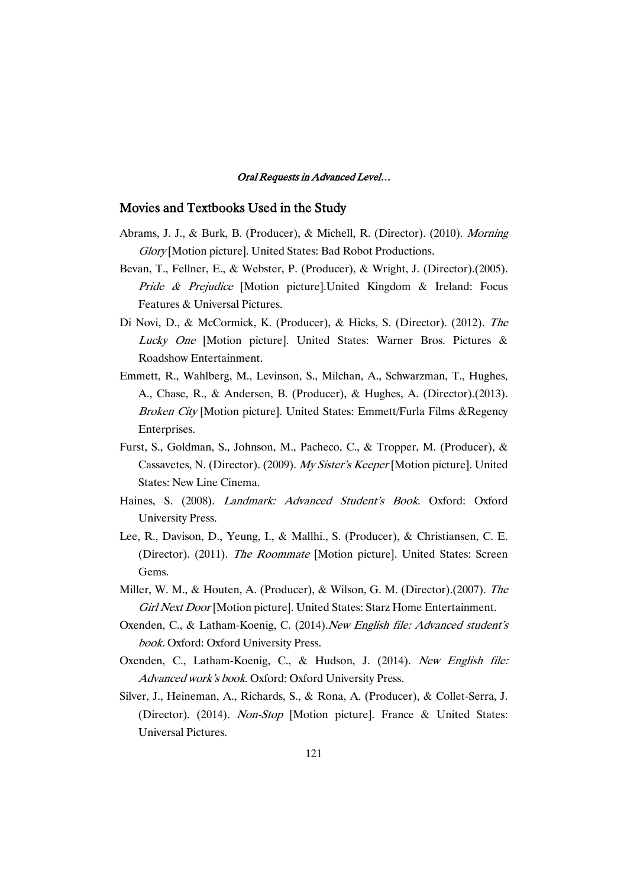## Movies and Textbooks Used in the Study

Abrams, J. J., & Burk, B. (Producer), & Michell, R. (Director). (2010). *Morning Glory* [Motion picture]. United States: Bad Robot Productions.

Bevan, T., Fellner, E., & Webster, P. (Producer), & Wright, J. (Director).(2005). *Pride & Prejudice* [Motion picture].United Kingdom & Ireland: Focus Features & Universal Pictures.

Di Novi, D., & McCormick, K. (Producer), & Hicks, S. (Director). (2012). *The Lucky One* [Motion picture]. United States: Warner Bros. Pictures & Roadshow Entertainment.

Emmett, R., Wahlberg, M., Levinson, S., Milchan, A., Schwarzman, T., Hughes, A., Chase, R., & Andersen, B. (Producer), & Hughes, A. (Director).(2013). *Broken City* [Motion picture]. United States: Emmett/Furla Films &Regency Enterprises.

Furst, S., Goldman, S., Johnson, M., Pacheco, C., & Tropper, M. (Producer), & Cassavetes, N. (Director). (2009). *My Sister's Keeper* [Motion picture]. United States: New Line Cinema.

Haines, S. (2008). *Landmark: Advanced Student's Book*. Oxford: Oxford University Press.

Lee, R., Davison, D., Yeung, I., & Mallhi., S. (Producer), & Christiansen, C. E. (Director). (2011). *The Roommate* [Motion picture]. United States: Screen Gems.

Miller, W. M., & Houten, A. (Producer), & Wilson, G. M. (Director).(2007). *The Girl Next Door* [Motion picture]. United States: Starz Home Entertainment.

Oxenden, C., & Latham-Koenig, C. (2014).*New English file: Advanced student's book*. Oxford: Oxford University Press.

Oxenden, C., Latham-Koenig, C., & Hudson, J. (2014). *New English file: Advanced work's book*. Oxford: Oxford University Press.

Silver, J., Heineman, A., Richards, S., & Rona, A. (Producer), & Collet-Serra, J. (Director). (2014). *Non-Stop* [Motion picture]. France & United States: Universal Pictures.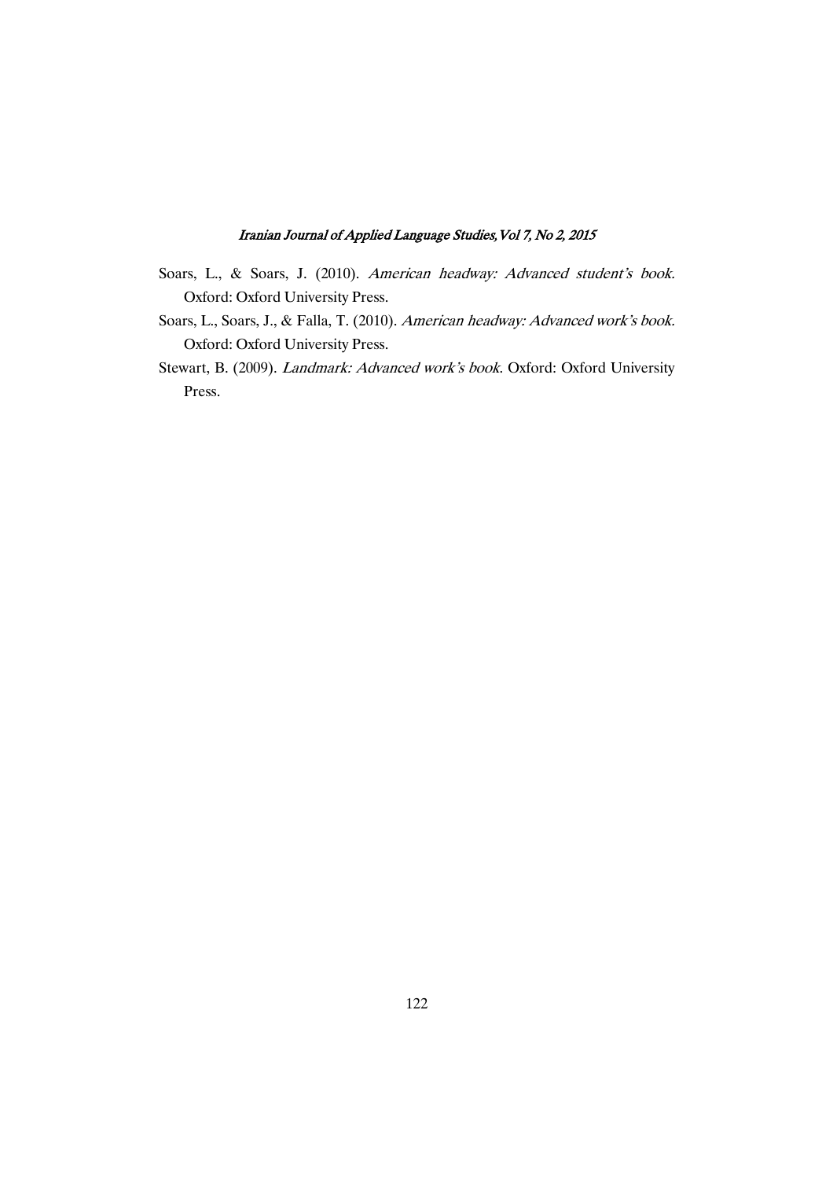Soars, L., & Soars, J. (2010). *American headway: Advanced student's book.* Oxford: Oxford University Press.

Soars, L., Soars, J., & Falla, T. (2010). *American headway: Advanced work's book.* Oxford: Oxford University Press.

Stewart, B. (2009). *Landmark: Advanced work's book.* Oxford: Oxford University Press.